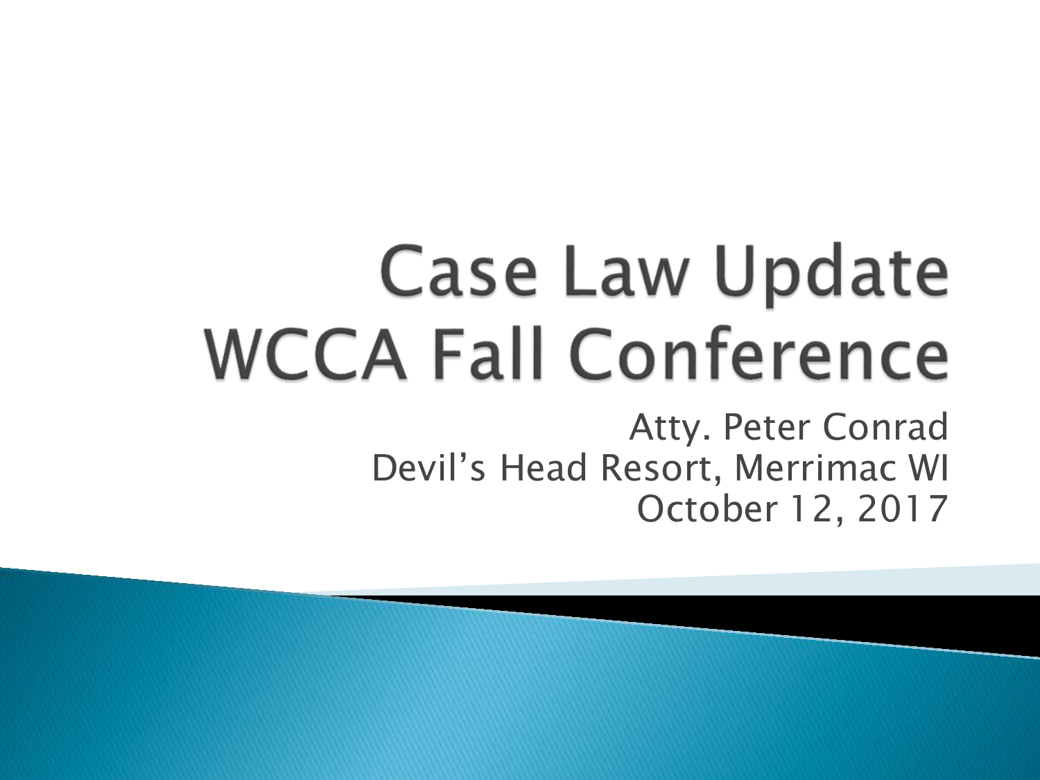# Case Law Update WCCA Fall Conference

Atty. Peter Conrad
Devil's Head Resort, Merrimac WI
October 12, 2017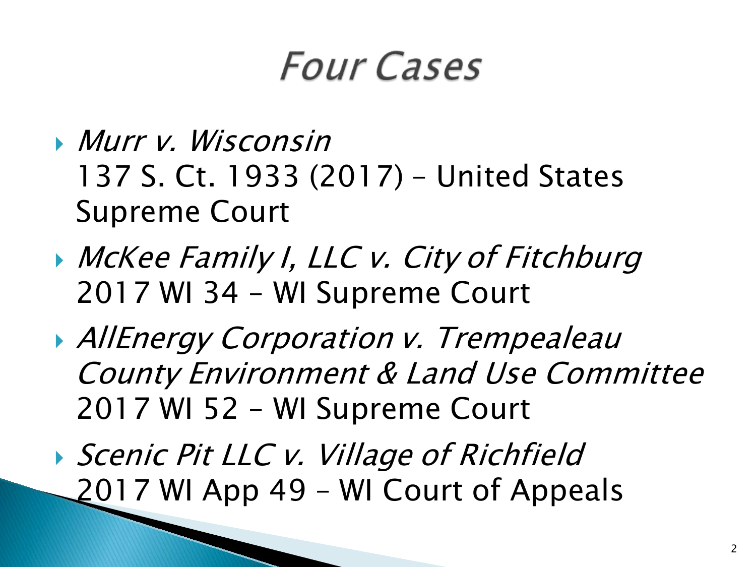# Four Cases

- *Murr v. Wisconsin*
  137 S. Ct. 1933 (2017) – United States Supreme Court
- *McKee Family I, LLC v. City of Fitchburg*
  2017 WI 34 – WI Supreme Court
- *AllEnergy Corporation v. Trempealeau County Environment & Land Use Committee*
  2017 WI 52 – WI Supreme Court
- *Scenic Pit LLC v. Village of Richfield*
  2017 WI App 49 – WI Court of Appeals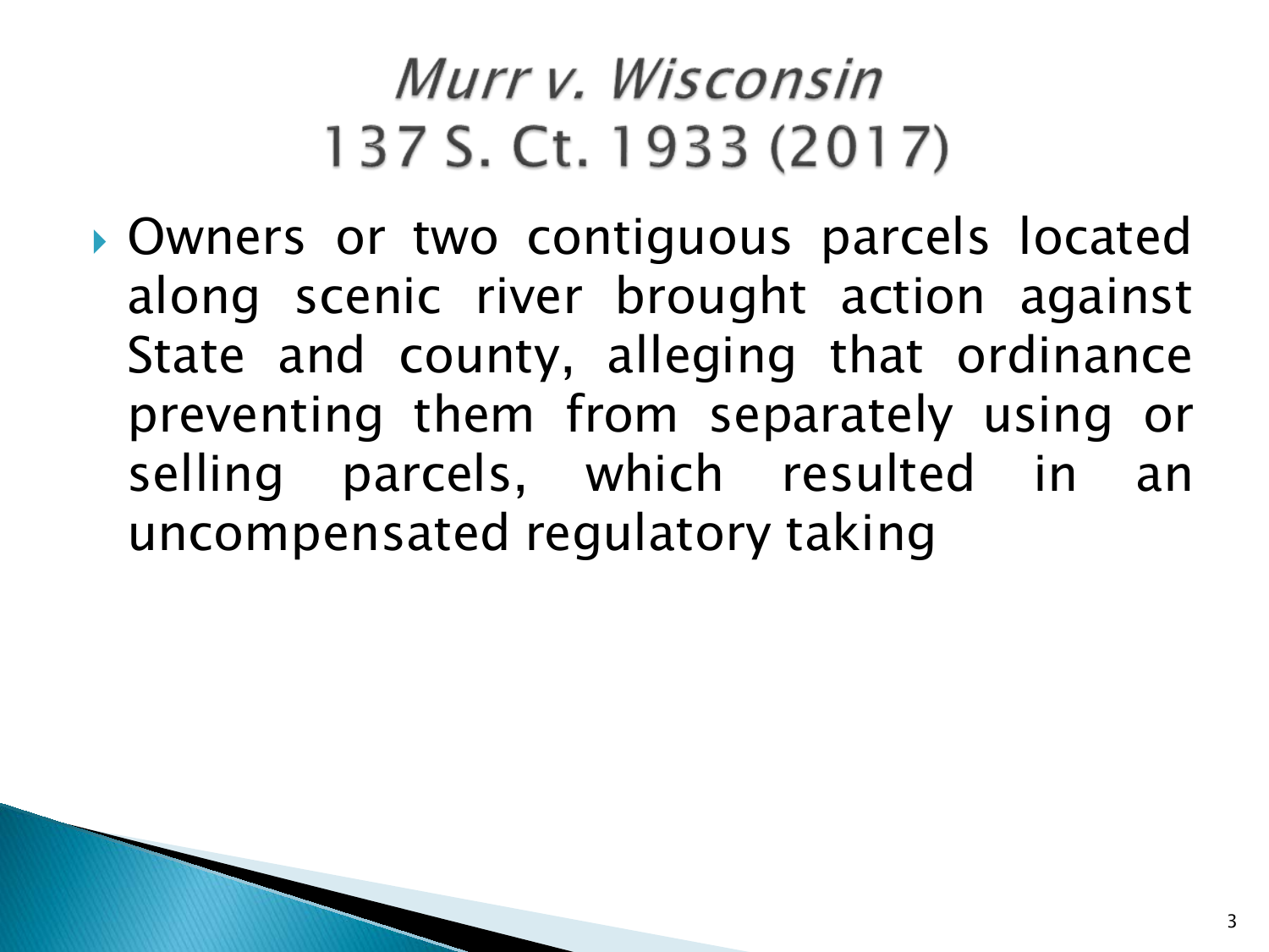# *Murr v. Wisconsin* 137 S. Ct. 1933 (2017)

- Owners or two contiguous parcels located along scenic river brought action against State and county, alleging that ordinance preventing them from separately using or selling parcels, which resulted in an uncompensated regulatory taking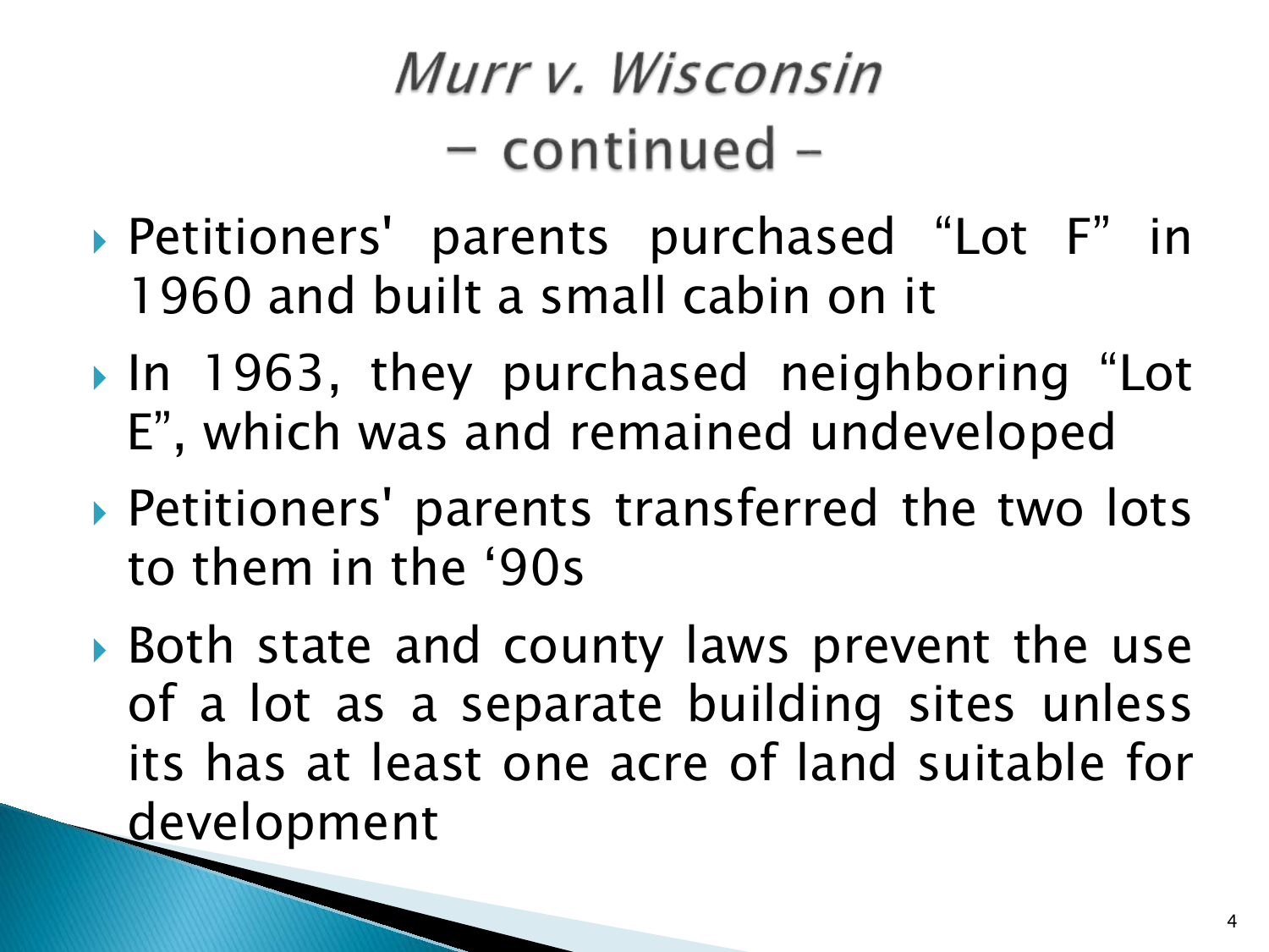# *Murr v. Wisconsin*
# – continued –

- Petitioners' parents purchased "Lot F" in 1960 and built a small cabin on it
- In 1963, they purchased neighboring "Lot E", which was and remained undeveloped
- Petitioners' parents transferred the two lots to them in the '90s
- Both state and county laws prevent the use of a lot as a separate building sites unless its has at least one acre of land suitable for development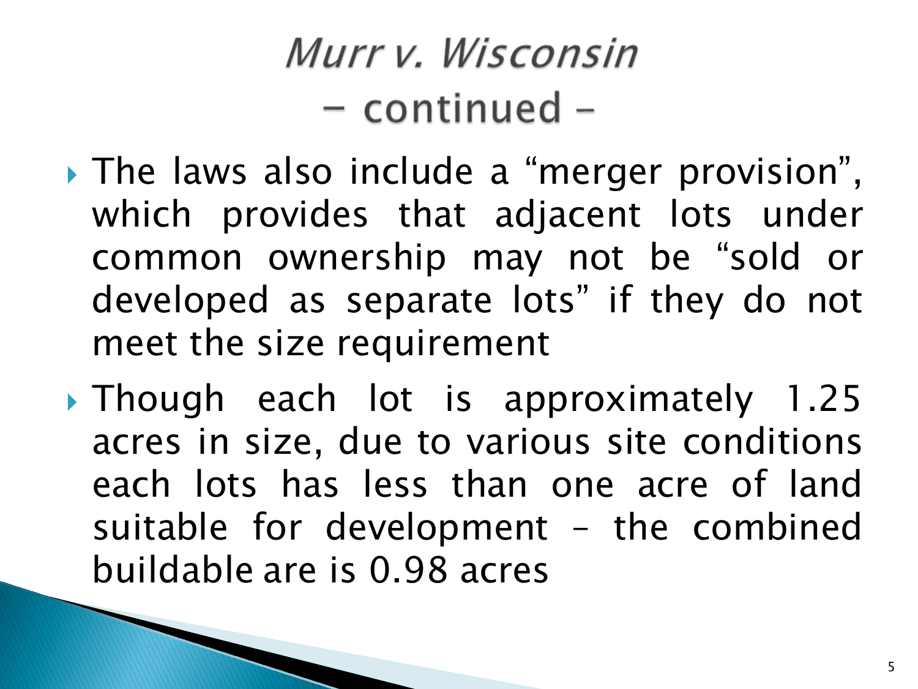# *Murr v. Wisconsin* – continued –

- The laws also include a "merger provision", which provides that adjacent lots under common ownership may not be "sold or developed as separate lots" if they do not meet the size requirement
- Though each lot is approximately 1.25 acres in size, due to various site conditions each lots has less than one acre of land suitable for development – the combined buildable are is 0.98 acres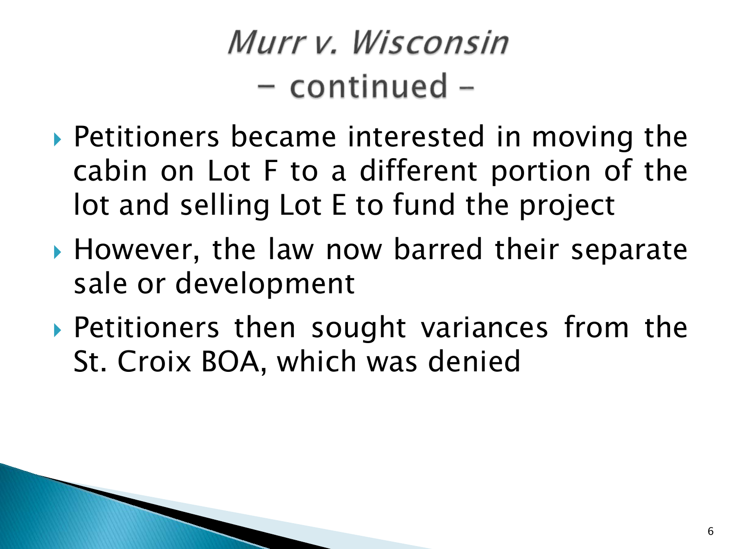# *Murr v. Wisconsin*
## – continued –

- Petitioners became interested in moving the cabin on Lot F to a different portion of the lot and selling Lot E to fund the project
- However, the law now barred their separate sale or development
- Petitioners then sought variances from the St. Croix BOA, which was denied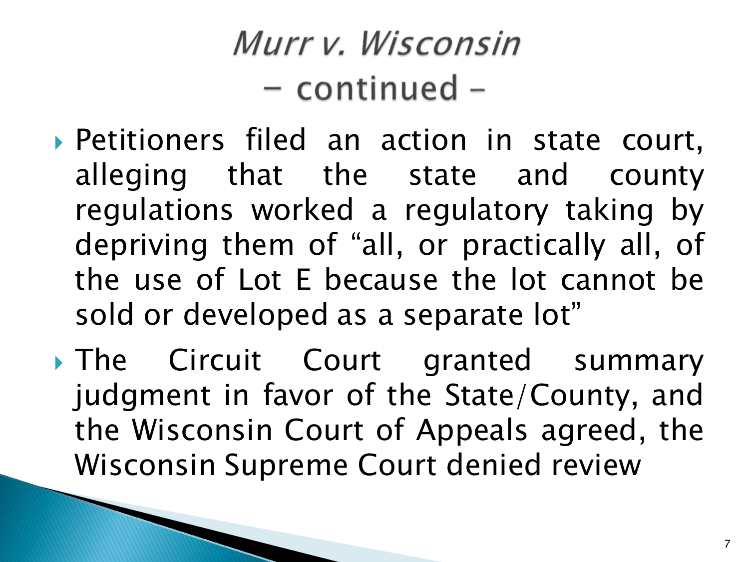# *Murr v. Wisconsin*
## – continued –

- Petitioners filed an action in state court, alleging that the state and county regulations worked a regulatory taking by depriving them of "all, or practically all, of the use of Lot E because the lot cannot be sold or developed as a separate lot"
- The Circuit Court granted summary judgment in favor of the State/County, and the Wisconsin Court of Appeals agreed, the Wisconsin Supreme Court denied review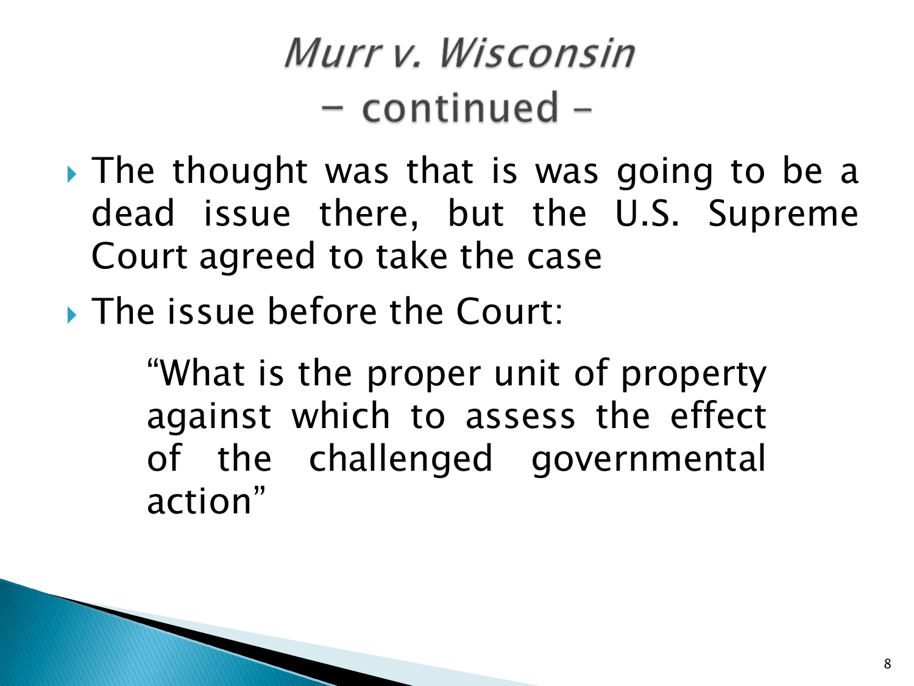# *Murr v. Wisconsin* – continued –

- The thought was that is was going to be a dead issue there, but the U.S. Supreme Court agreed to take the case
- The issue before the Court:

  > "What is the proper unit of property against which to assess the effect of the challenged governmental action"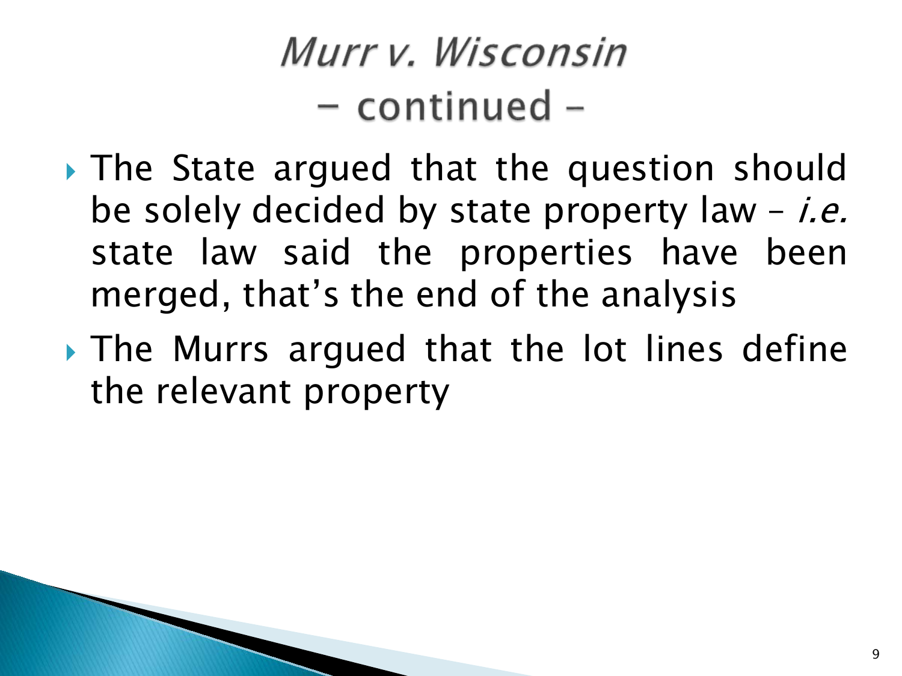# *Murr v. Wisconsin* – continued –

- The State argued that the question should be solely decided by state property law – *i.e.* state law said the properties have been merged, that's the end of the analysis
- The Murrs argued that the lot lines define the relevant property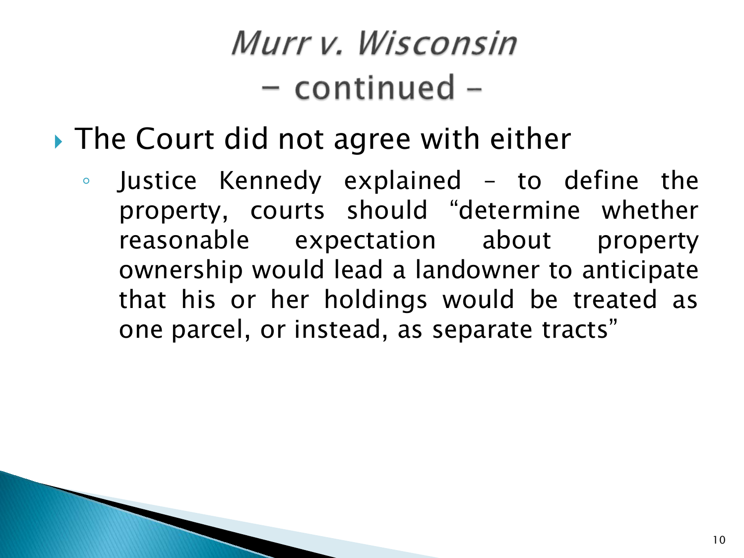# *Murr v. Wisconsin*
# – continued –

- The Court did not agree with either
  - Justice Kennedy explained – to define the property, courts should "determine whether reasonable expectation about property ownership would lead a landowner to anticipate that his or her holdings would be treated as one parcel, or instead, as separate tracts"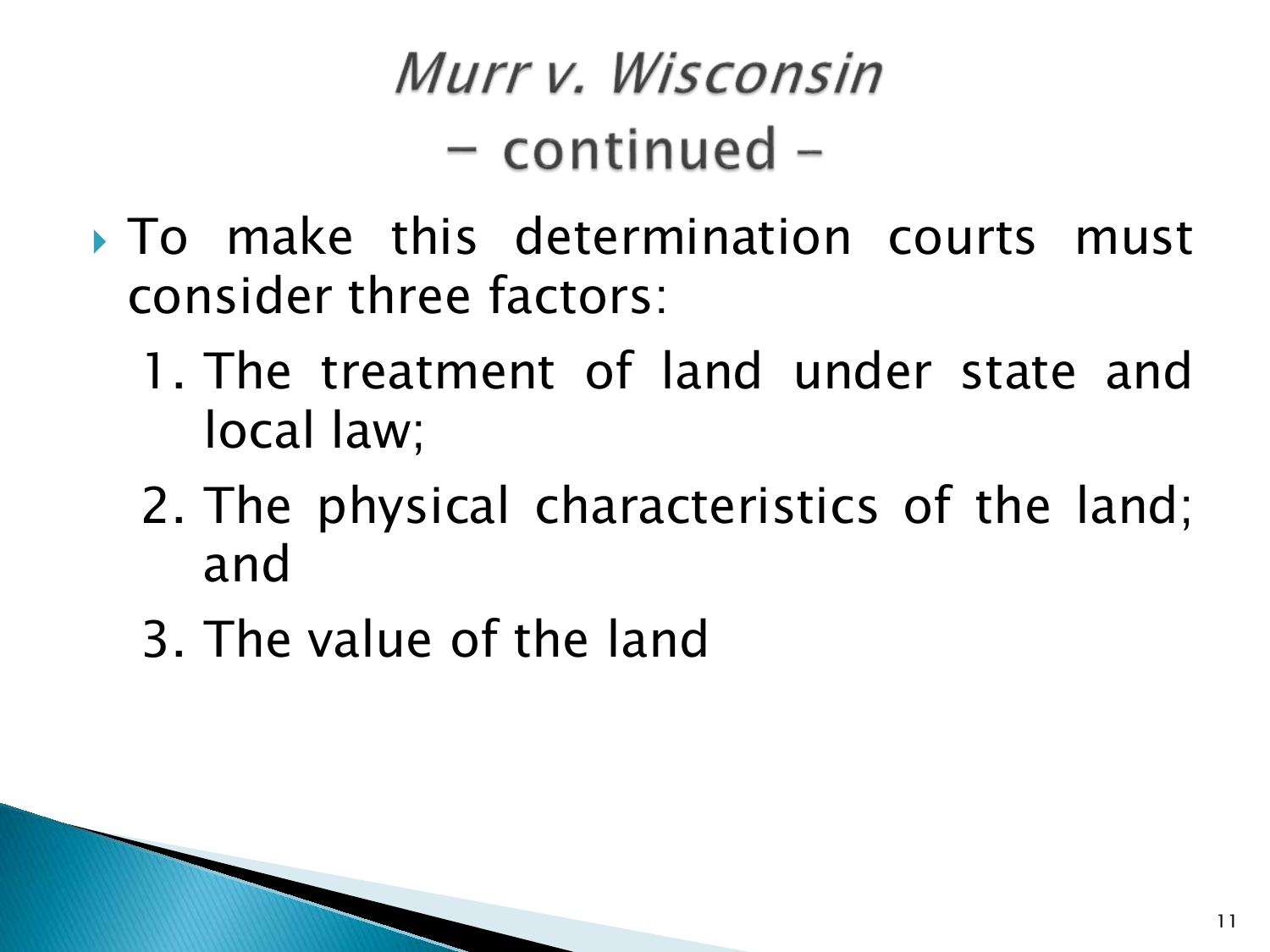# *Murr v. Wisconsin* – continued –

- To make this determination courts must consider three factors:
  1. The treatment of land under state and local law;
  2. The physical characteristics of the land; and
  3. The value of the land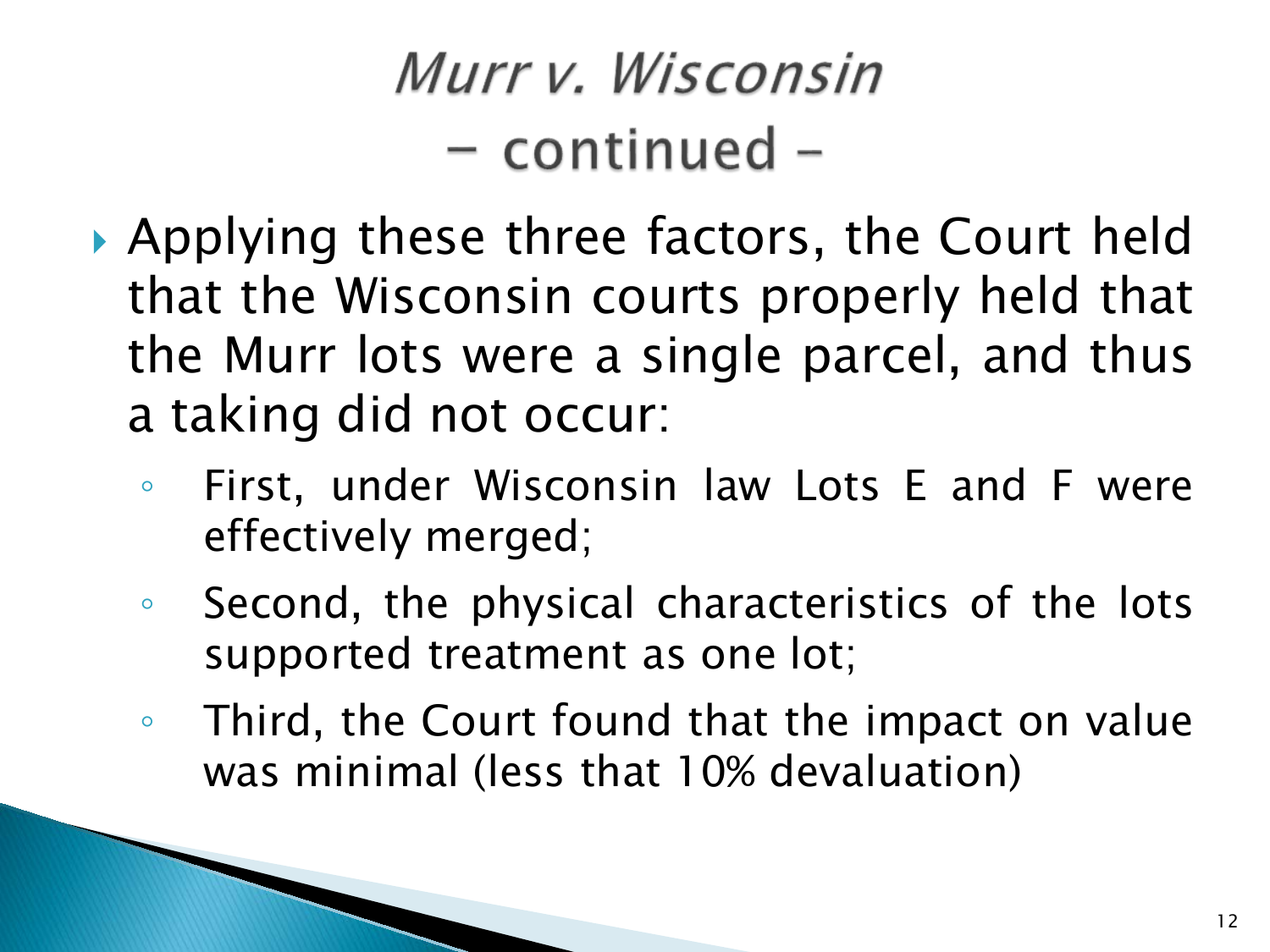# *Murr v. Wisconsin*
# – continued –

- Applying these three factors, the Court held that the Wisconsin courts properly held that the Murr lots were a single parcel, and thus a taking did not occur:
  - First, under Wisconsin law Lots E and F were effectively merged;
  - Second, the physical characteristics of the lots supported treatment as one lot;
  - Third, the Court found that the impact on value was minimal (less that 10% devaluation)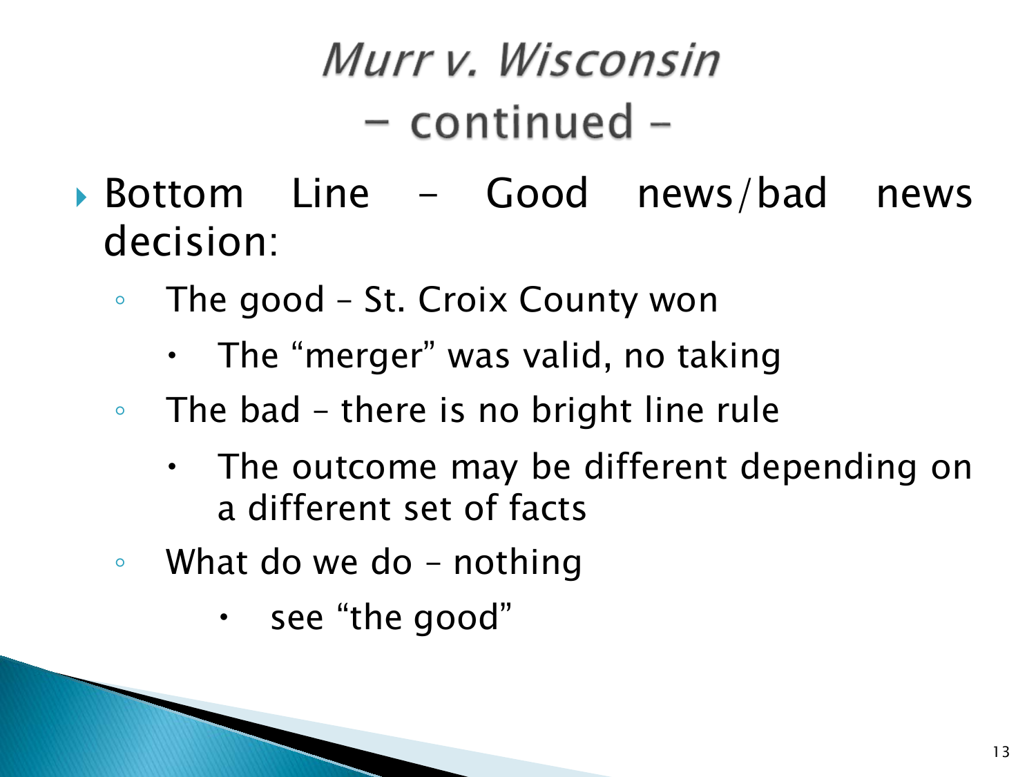# *Murr v. Wisconsin*
## – continued –

- Bottom Line – Good news/bad news decision:
  - The good – St. Croix County won
    - The "merger" was valid, no taking
  - The bad – there is no bright line rule
    - The outcome may be different depending on a different set of facts
  - What do we do – nothing
    - see "the good"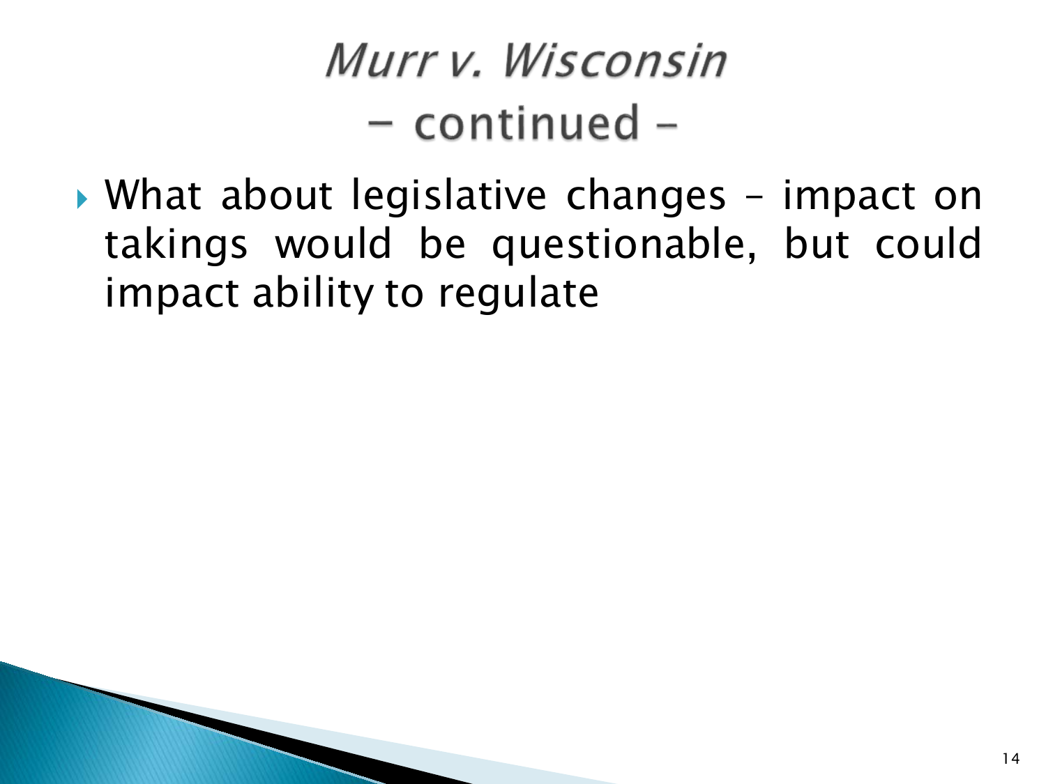# *Murr v. Wisconsin*
# – continued –

- What about legislative changes – impact on takings would be questionable, but could impact ability to regulate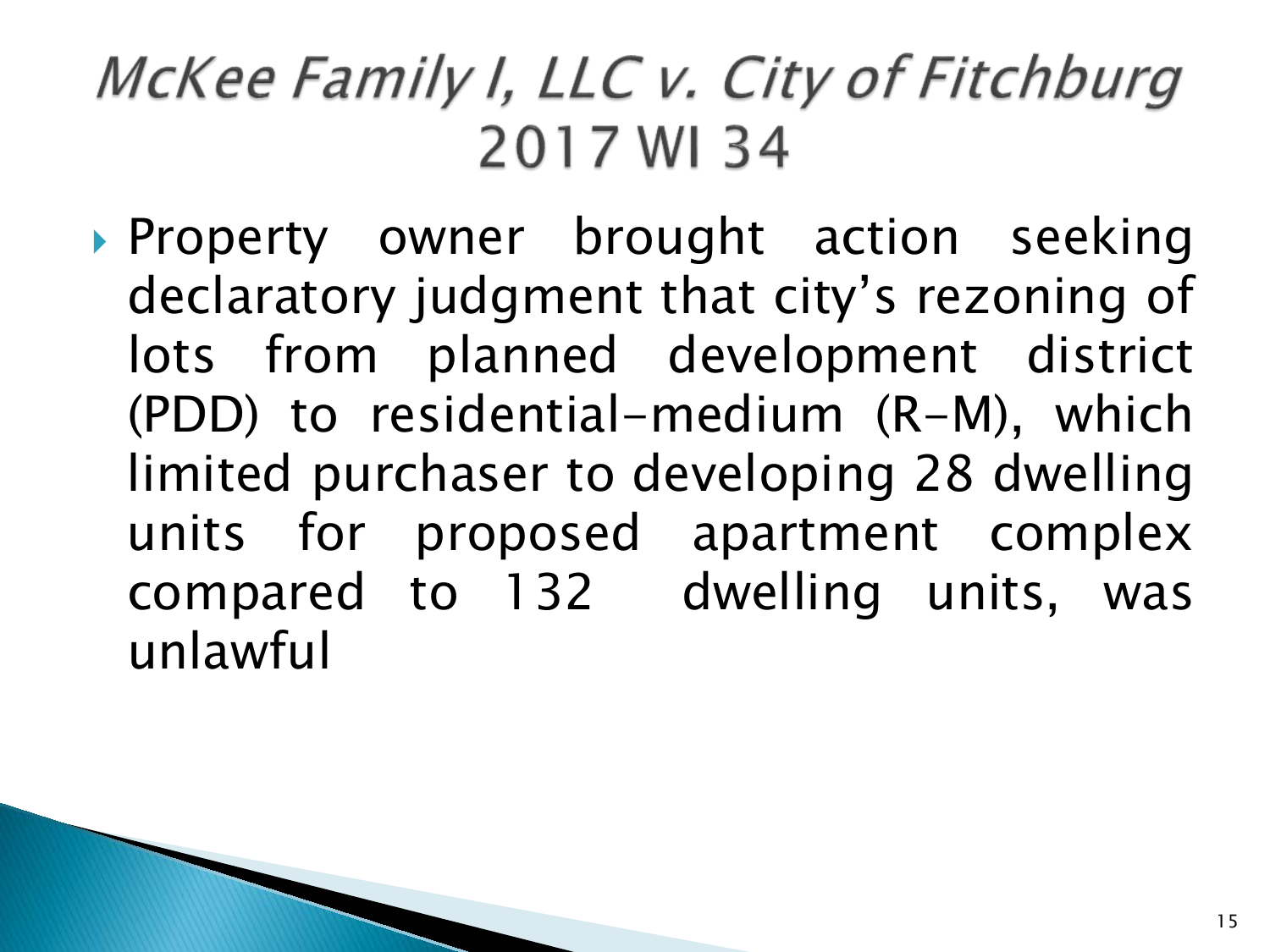# *McKee Family I, LLC v. City of Fitchburg* 2017 WI 34

- Property owner brought action seeking declaratory judgment that city's rezoning of lots from planned development district (PDD) to residential-medium (R-M), which limited purchaser to developing 28 dwelling units for proposed apartment complex compared to 132 dwelling units, was unlawful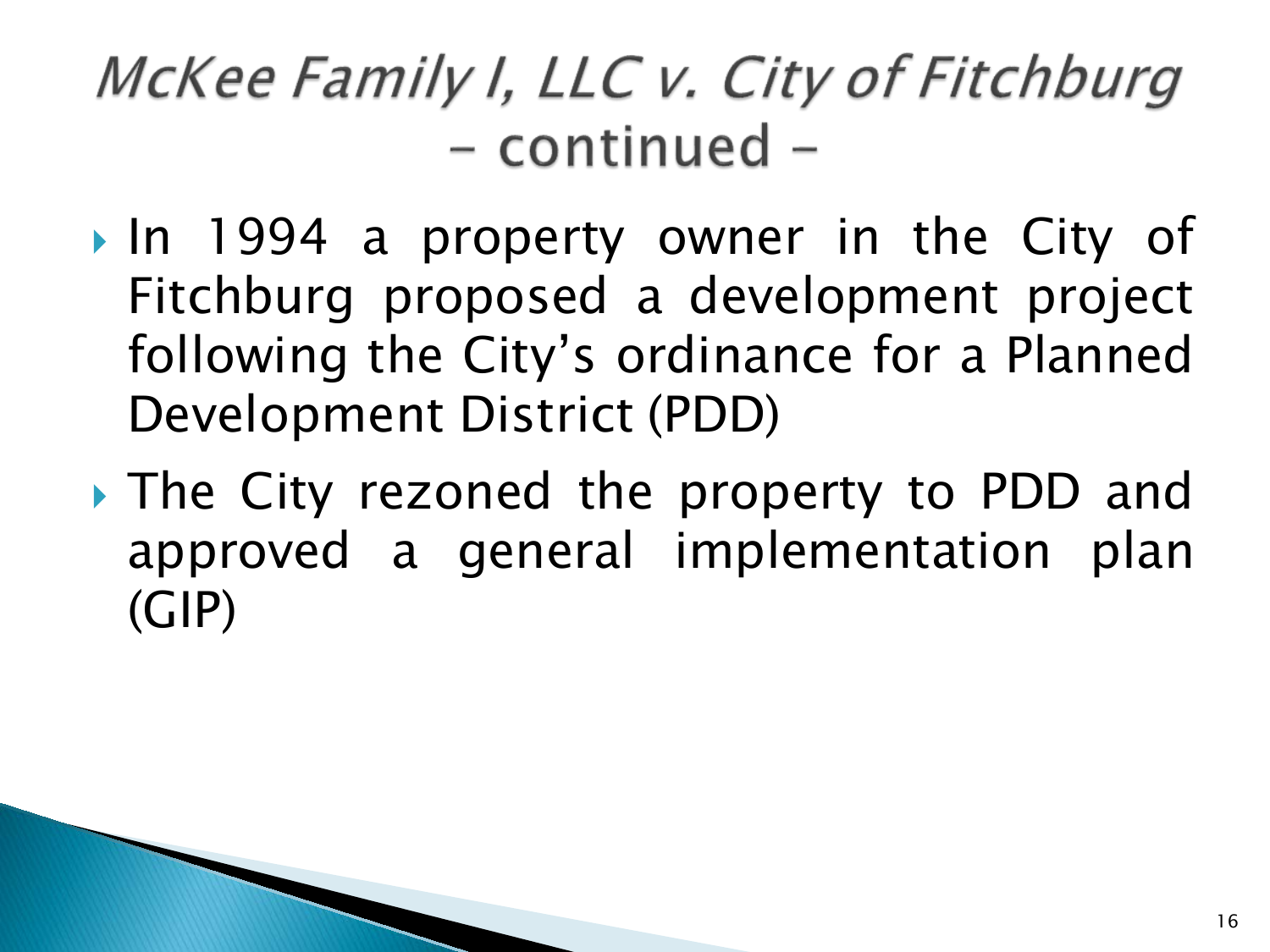# *McKee Family I, LLC v. City of Fitchburg* – continued –

- In 1994 a property owner in the City of Fitchburg proposed a development project following the City's ordinance for a Planned Development District (PDD)
- The City rezoned the property to PDD and approved a general implementation plan (GIP)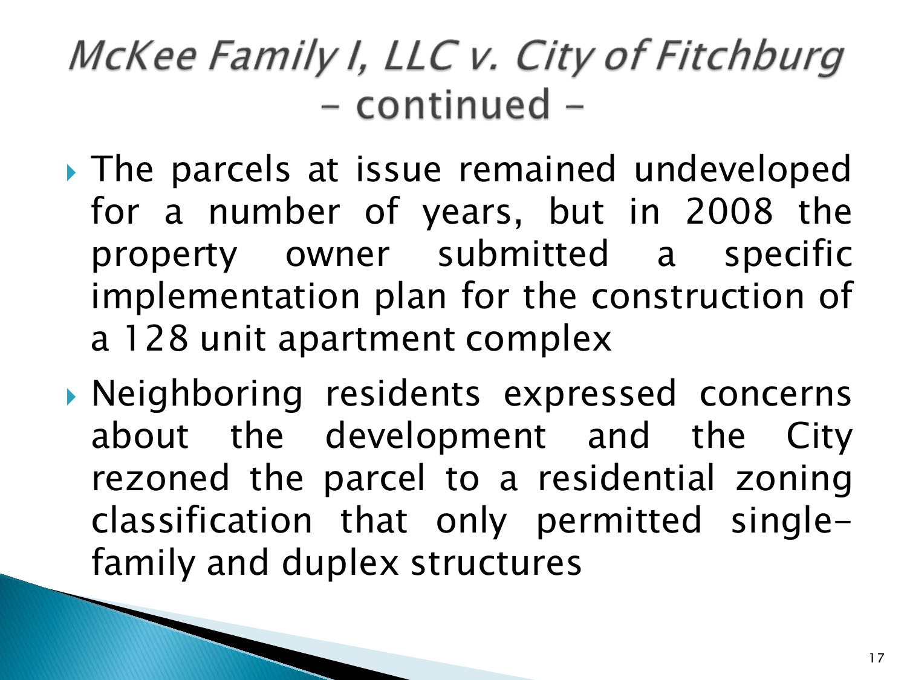# *McKee Family I, LLC v. City of Fitchburg* – continued –

- The parcels at issue remained undeveloped for a number of years, but in 2008 the property owner submitted a specific implementation plan for the construction of a 128 unit apartment complex
- Neighboring residents expressed concerns about the development and the City rezoned the parcel to a residential zoning classification that only permitted single-family and duplex structures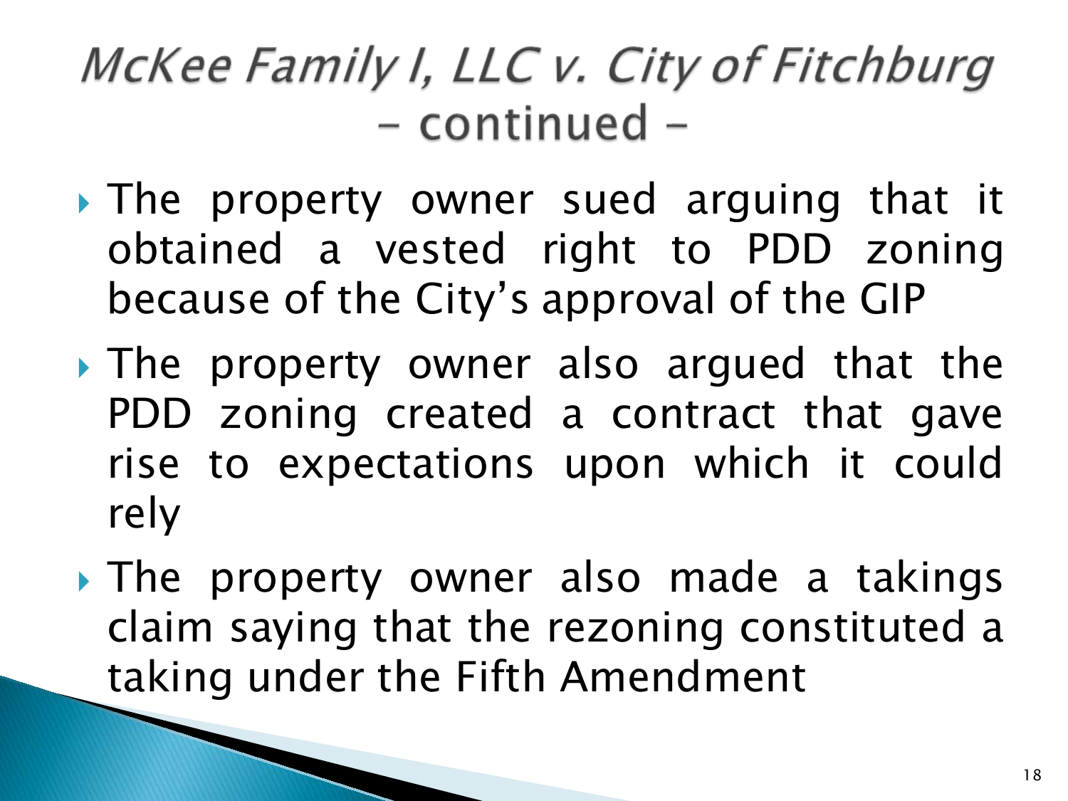# *McKee Family I, LLC v. City of Fitchburg* – continued –

- The property owner sued arguing that it obtained a vested right to PDD zoning because of the City's approval of the GIP
- The property owner also argued that the PDD zoning created a contract that gave rise to expectations upon which it could rely
- The property owner also made a takings claim saying that the rezoning constituted a taking under the Fifth Amendment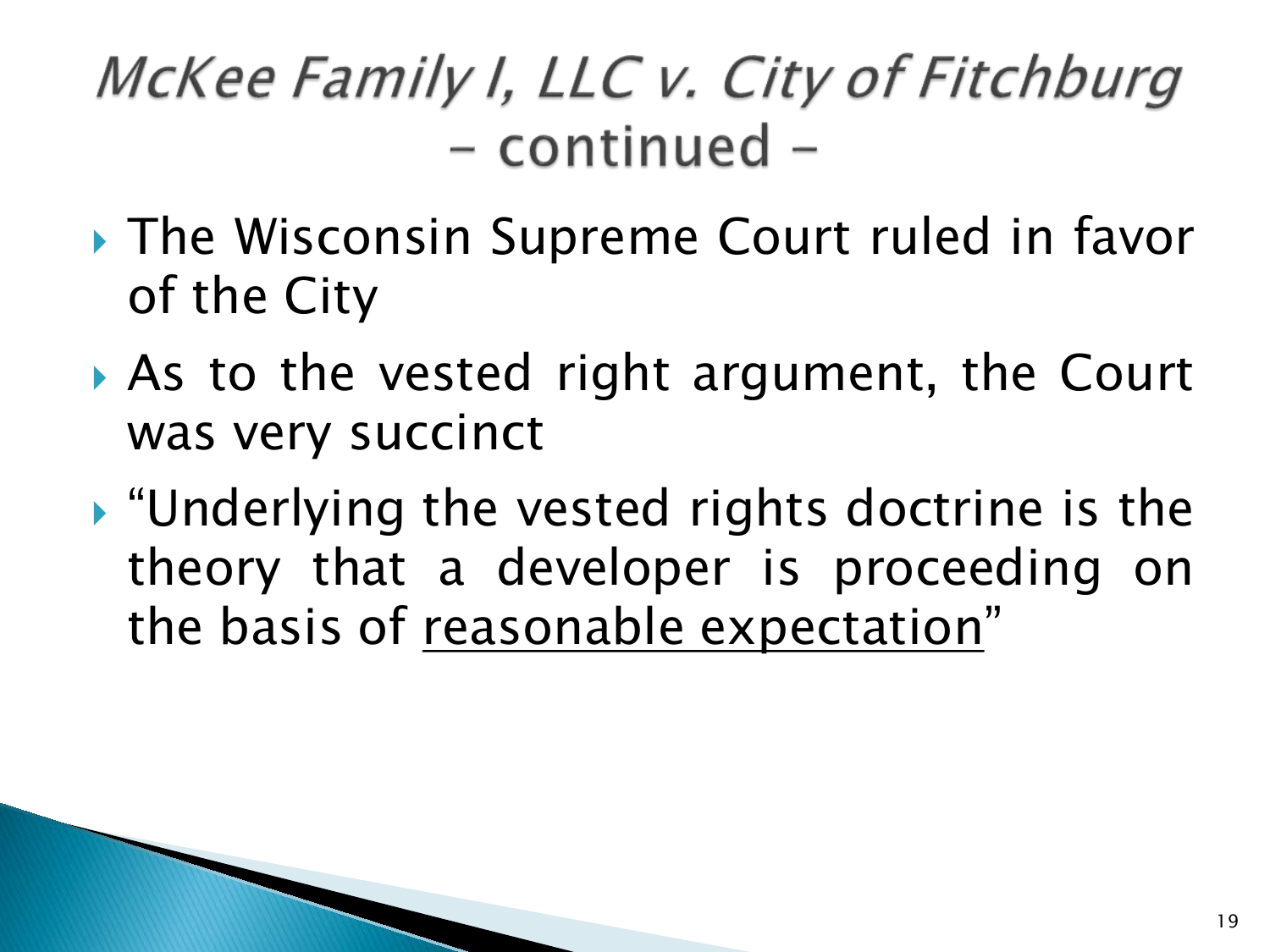# *McKee Family I, LLC v. City of Fitchburg* – continued –

- The Wisconsin Supreme Court ruled in favor of the City
- As to the vested right argument, the Court was very succinct
- "Underlying the vested rights doctrine is the theory that a developer is proceeding on the basis of <u>reasonable expectation</u>"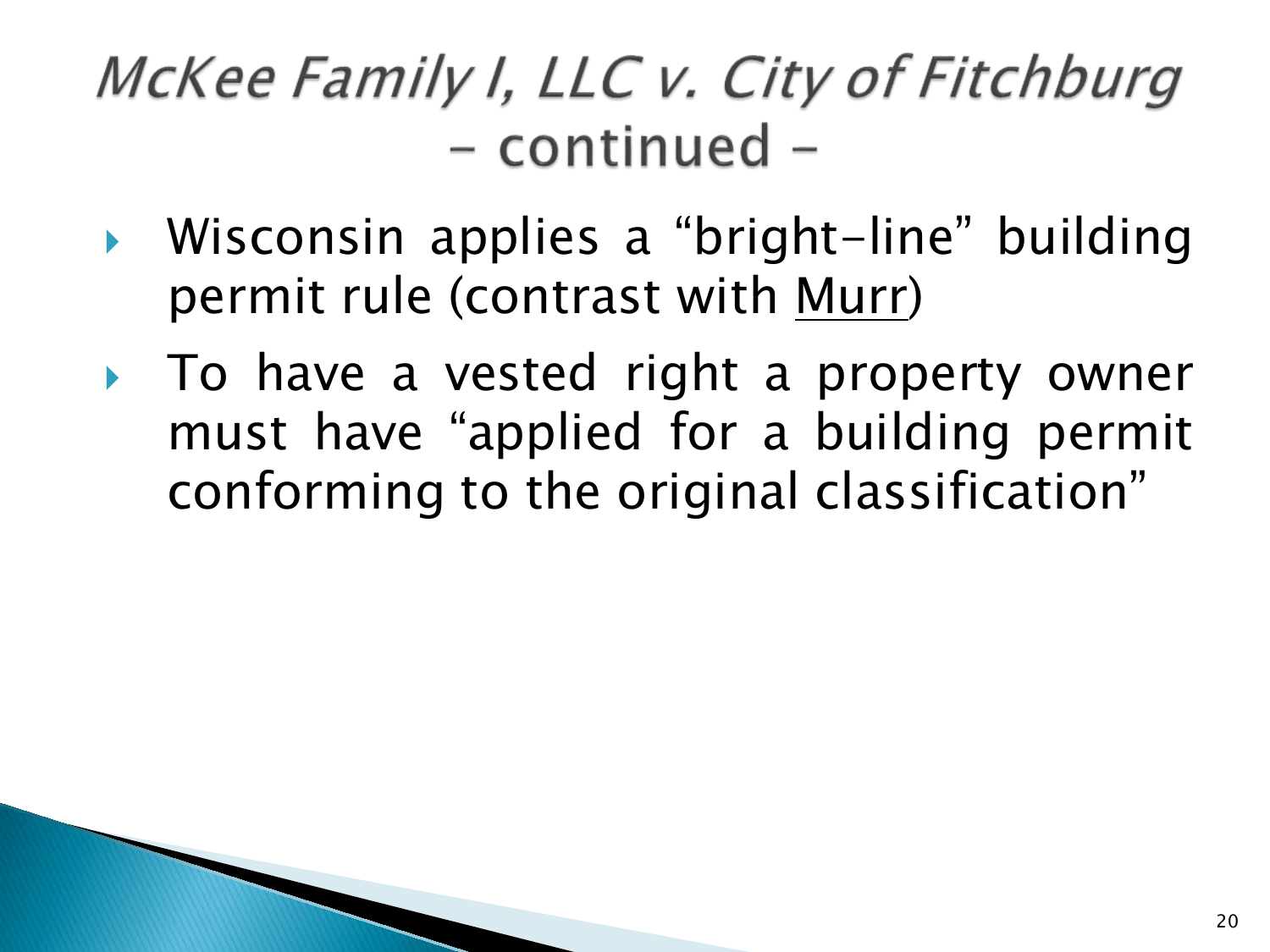# *McKee Family I, LLC v. City of Fitchburg* – continued –

- Wisconsin applies a "bright-line" building permit rule (contrast with <u>Murr</u>)
- To have a vested right a property owner must have "applied for a building permit conforming to the original classification"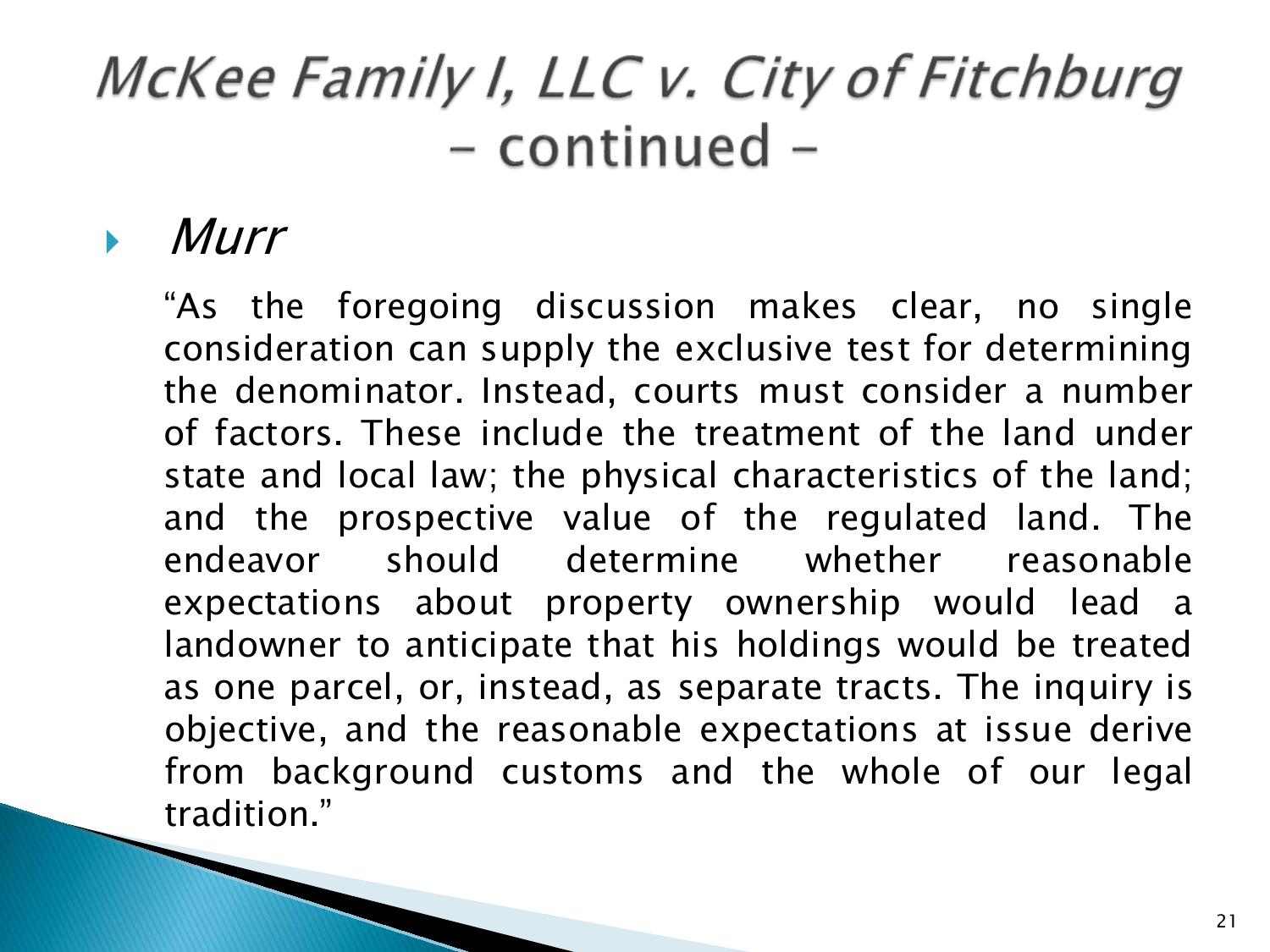# *McKee Family I, LLC v. City of Fitchburg* – continued –

- *Murr*

  "As the foregoing discussion makes clear, no single consideration can supply the exclusive test for determining the denominator. Instead, courts must consider a number of factors. These include the treatment of the land under state and local law; the physical characteristics of the land; and the prospective value of the regulated land. The endeavor should determine whether reasonable expectations about property ownership would lead a landowner to anticipate that his holdings would be treated as one parcel, or, instead, as separate tracts. The inquiry is objective, and the reasonable expectations at issue derive from background customs and the whole of our legal tradition."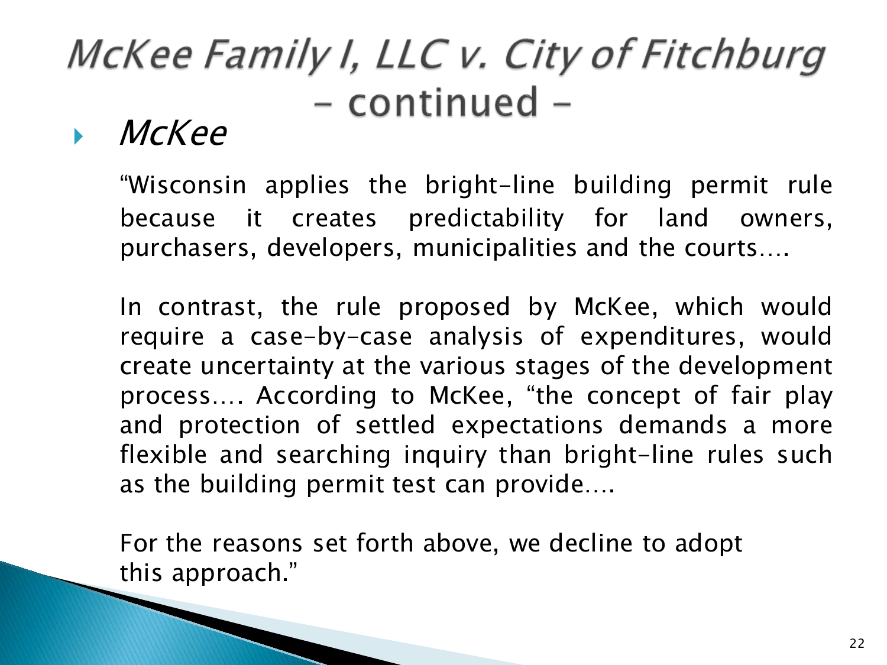# *McKee Family I, LLC v. City of Fitchburg* – continued –

- *McKee*

  "Wisconsin applies the bright-line building permit rule because it creates predictability for land owners, purchasers, developers, municipalities and the courts….

  In contrast, the rule proposed by McKee, which would require a case-by-case analysis of expenditures, would create uncertainty at the various stages of the development process…. According to McKee, "the concept of fair play and protection of settled expectations demands a more flexible and searching inquiry than bright-line rules such as the building permit test can provide….

  For the reasons set forth above, we decline to adopt this approach."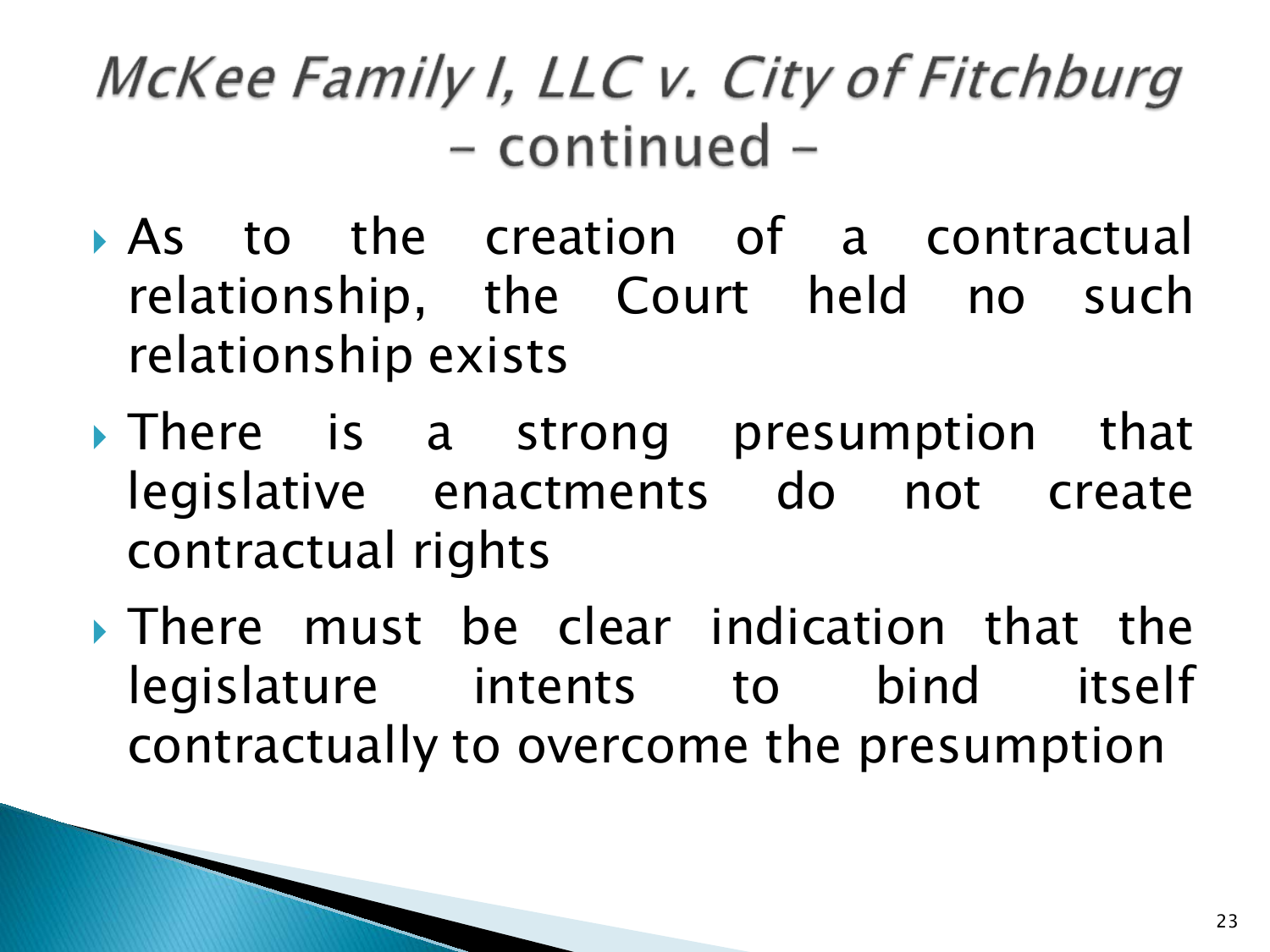# *McKee Family I, LLC v. City of Fitchburg* – continued –

- As to the creation of a contractual relationship, the Court held no such relationship exists
- There is a strong presumption that legislative enactments do not create contractual rights
- There must be clear indication that the legislature intents to bind itself contractually to overcome the presumption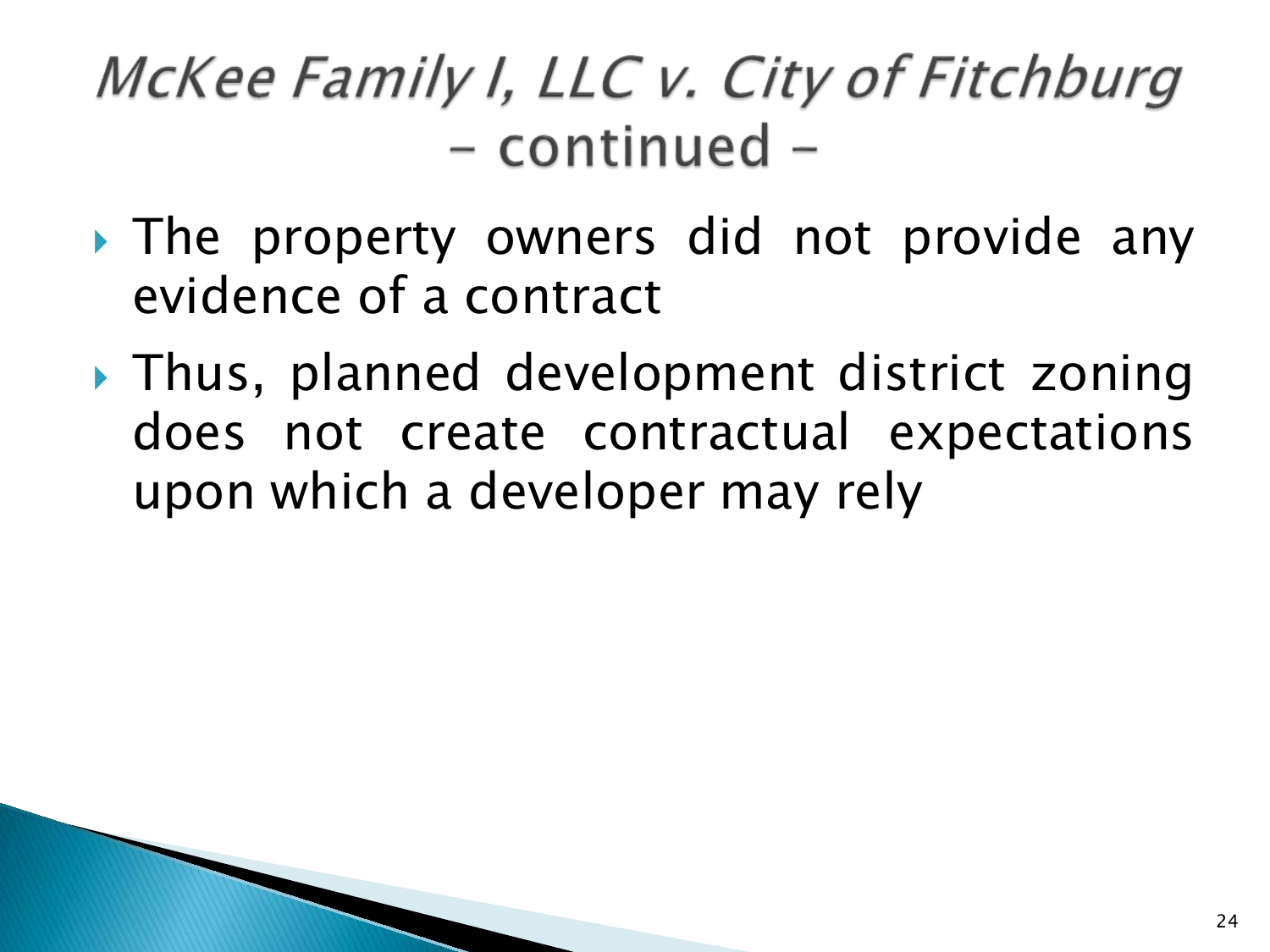# *McKee Family I, LLC v. City of Fitchburg* – continued –

- The property owners did not provide any evidence of a contract
- Thus, planned development district zoning does not create contractual expectations upon which a developer may rely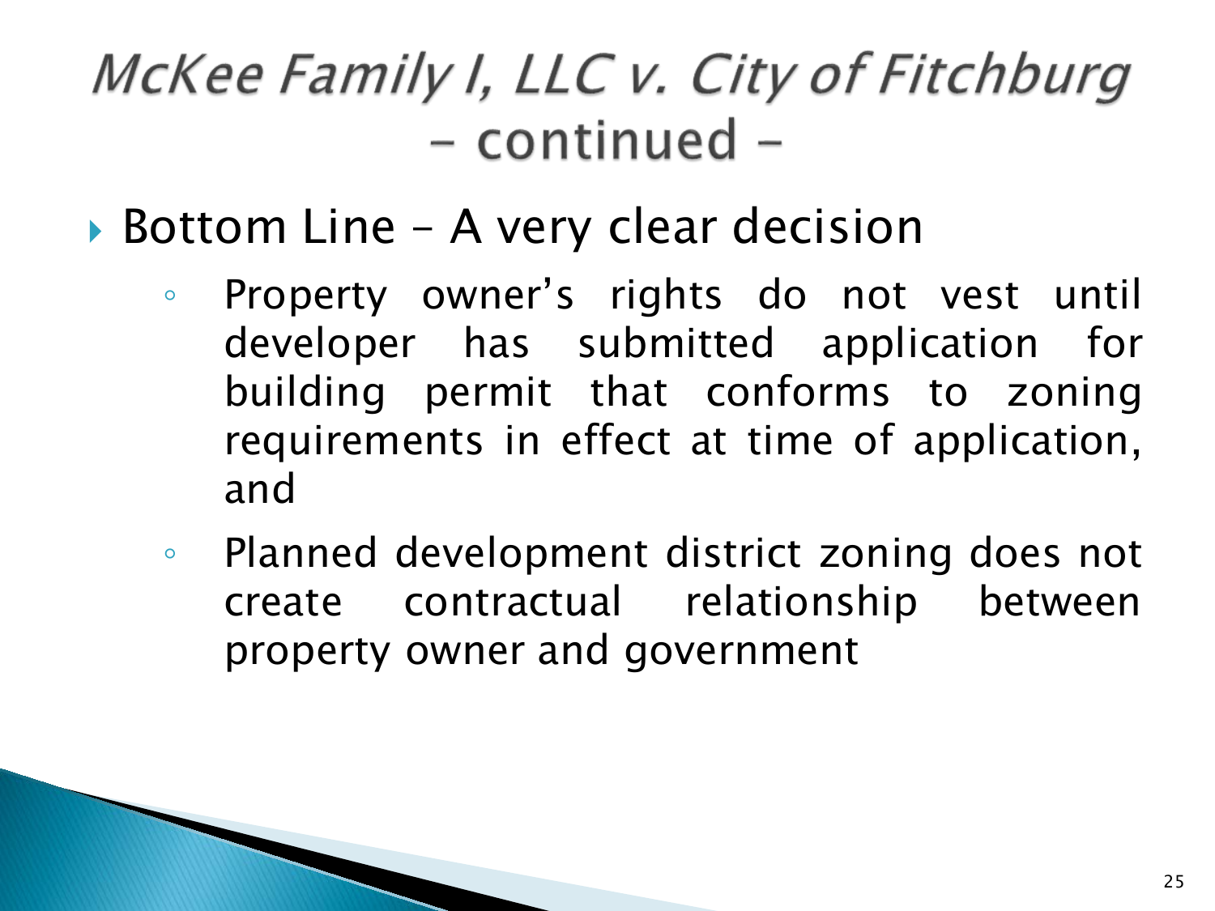# *McKee Family I, LLC v. City of Fitchburg* – continued –

- Bottom Line – A very clear decision
  - Property owner's rights do not vest until developer has submitted application for building permit that conforms to zoning requirements in effect at time of application, and
  - Planned development district zoning does not create contractual relationship between property owner and government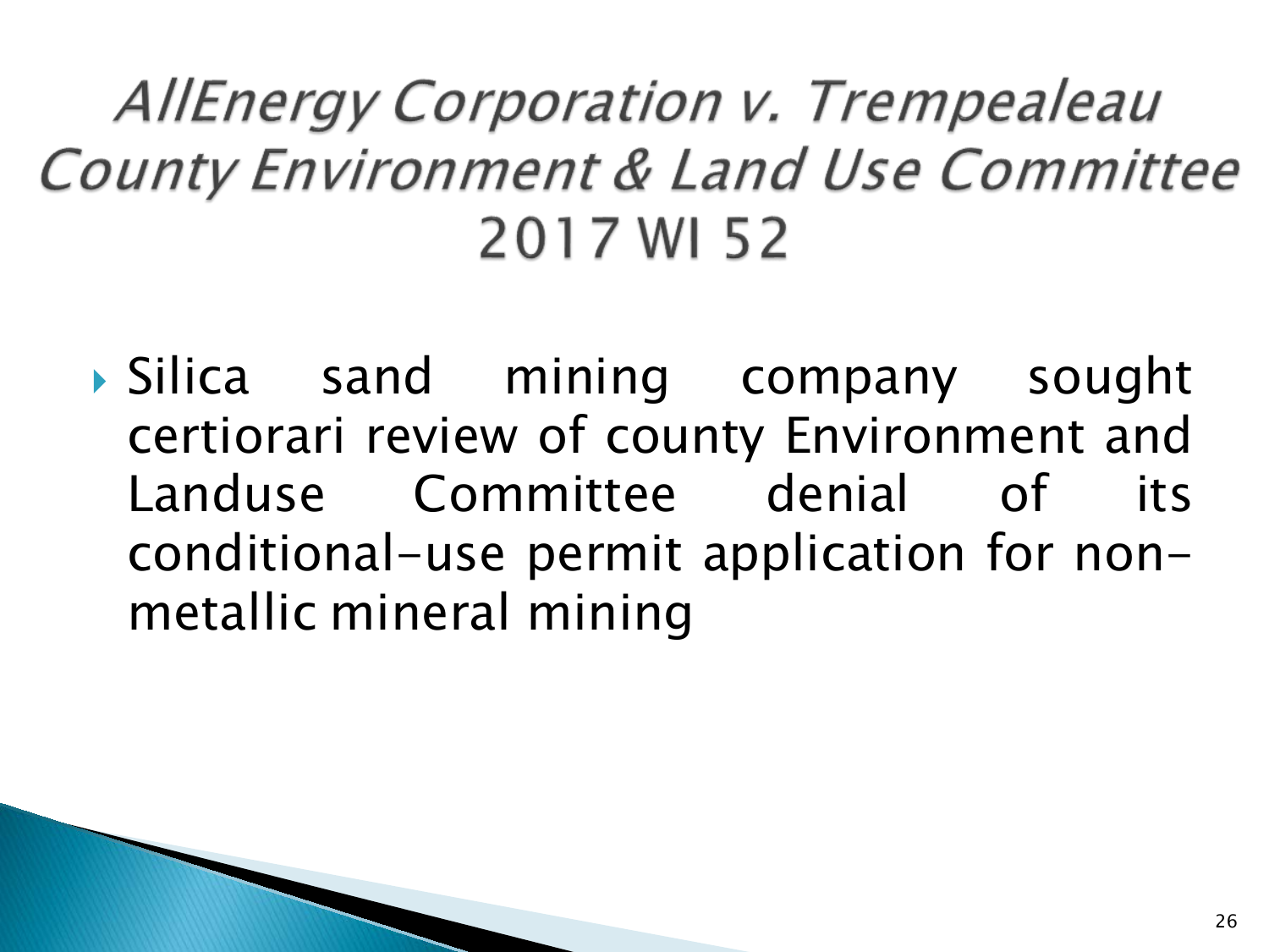# *AllEnergy Corporation v. Trempealeau County Environment & Land Use Committee* 2017 WI 52

- Silica sand mining company sought certiorari review of county Environment and Landuse Committee denial of its conditional-use permit application for non-metallic mineral mining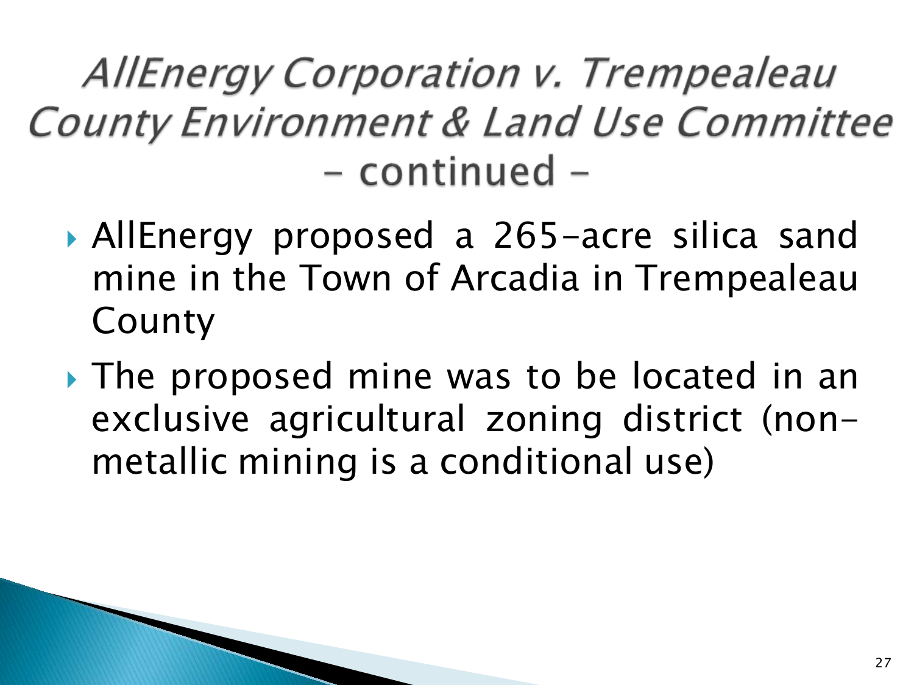# *AllEnergy Corporation v. Trempealeau County Environment & Land Use Committee* - continued -

- AllEnergy proposed a 265-acre silica sand mine in the Town of Arcadia in Trempealeau County
- The proposed mine was to be located in an exclusive agricultural zoning district (non-metallic mining is a conditional use)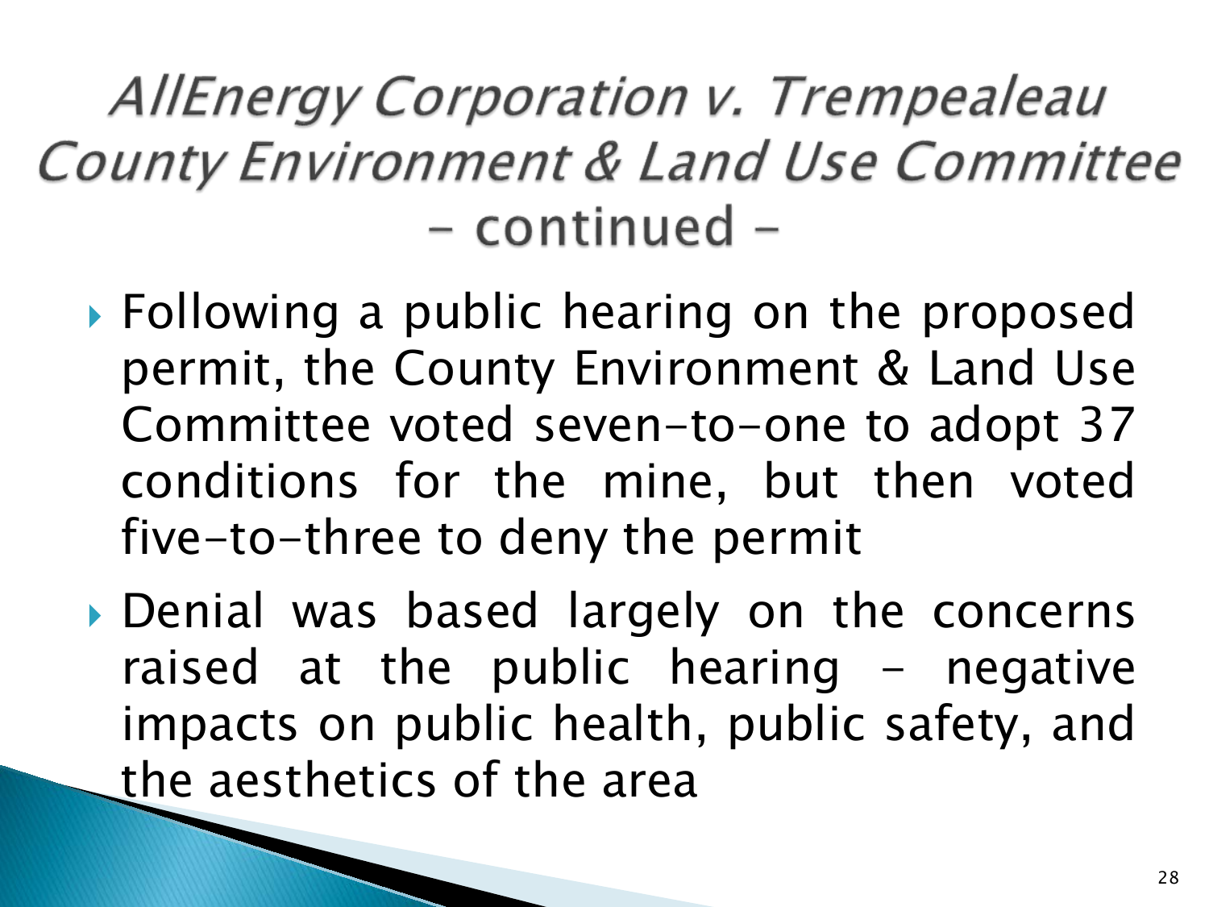# *AllEnergy Corporation v. Trempealeau County Environment & Land Use Committee* – continued –

- Following a public hearing on the proposed permit, the County Environment & Land Use Committee voted seven-to-one to adopt 37 conditions for the mine, but then voted five-to-three to deny the permit
- Denial was based largely on the concerns raised at the public hearing – negative impacts on public health, public safety, and the aesthetics of the area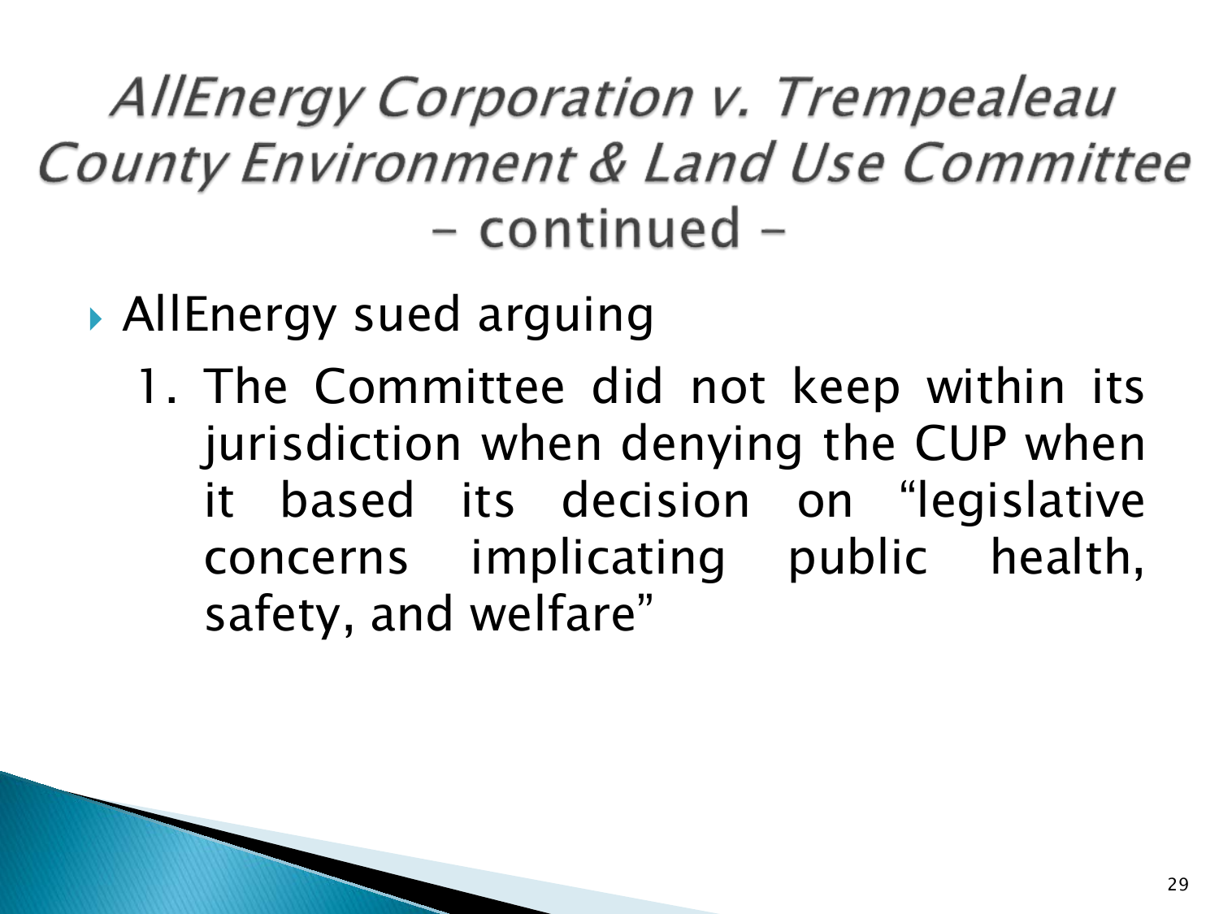# *AllEnergy Corporation v. Trempealeau County Environment & Land Use Committee* – continued –

- AllEnergy sued arguing
  1. The Committee did not keep within its jurisdiction when denying the CUP when it based its decision on "legislative concerns implicating public health, safety, and welfare"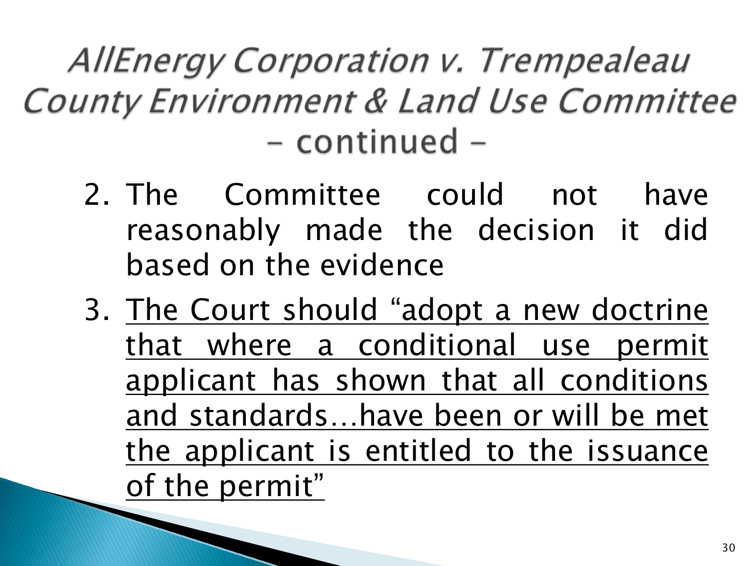# *AllEnergy Corporation v. Trempealeau County Environment & Land Use Committee* – continued –

2. The Committee could not have reasonably made the decision it did based on the evidence
3. <u>The Court should "adopt a new doctrine that where a conditional use permit applicant has shown that all conditions and standards…have been or will be met the applicant is entitled to the issuance of the permit"</u>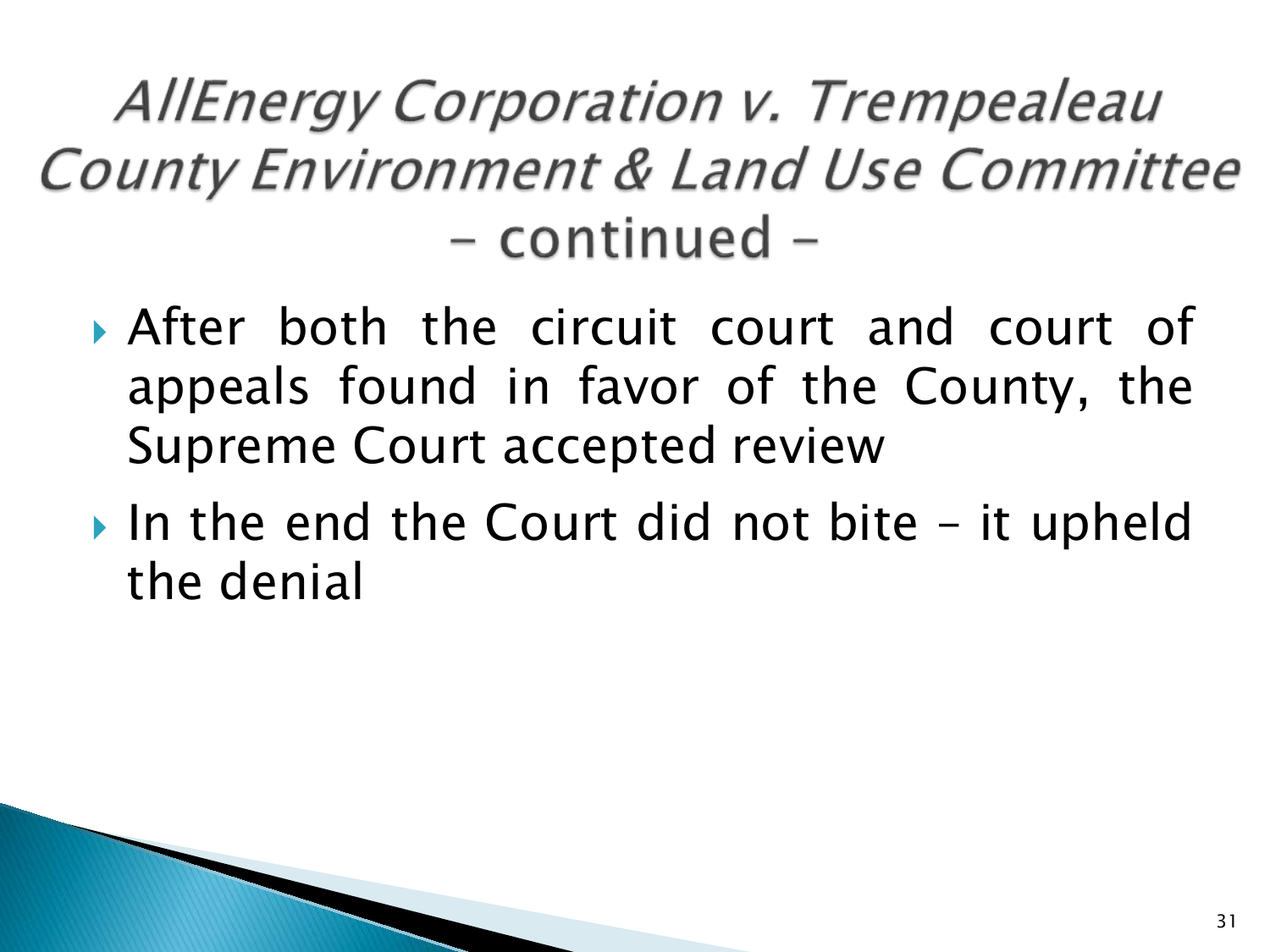# *AllEnergy Corporation v. Trempealeau County Environment & Land Use Committee* – continued –

- After both the circuit court and court of appeals found in favor of the County, the Supreme Court accepted review
- In the end the Court did not bite – it upheld the denial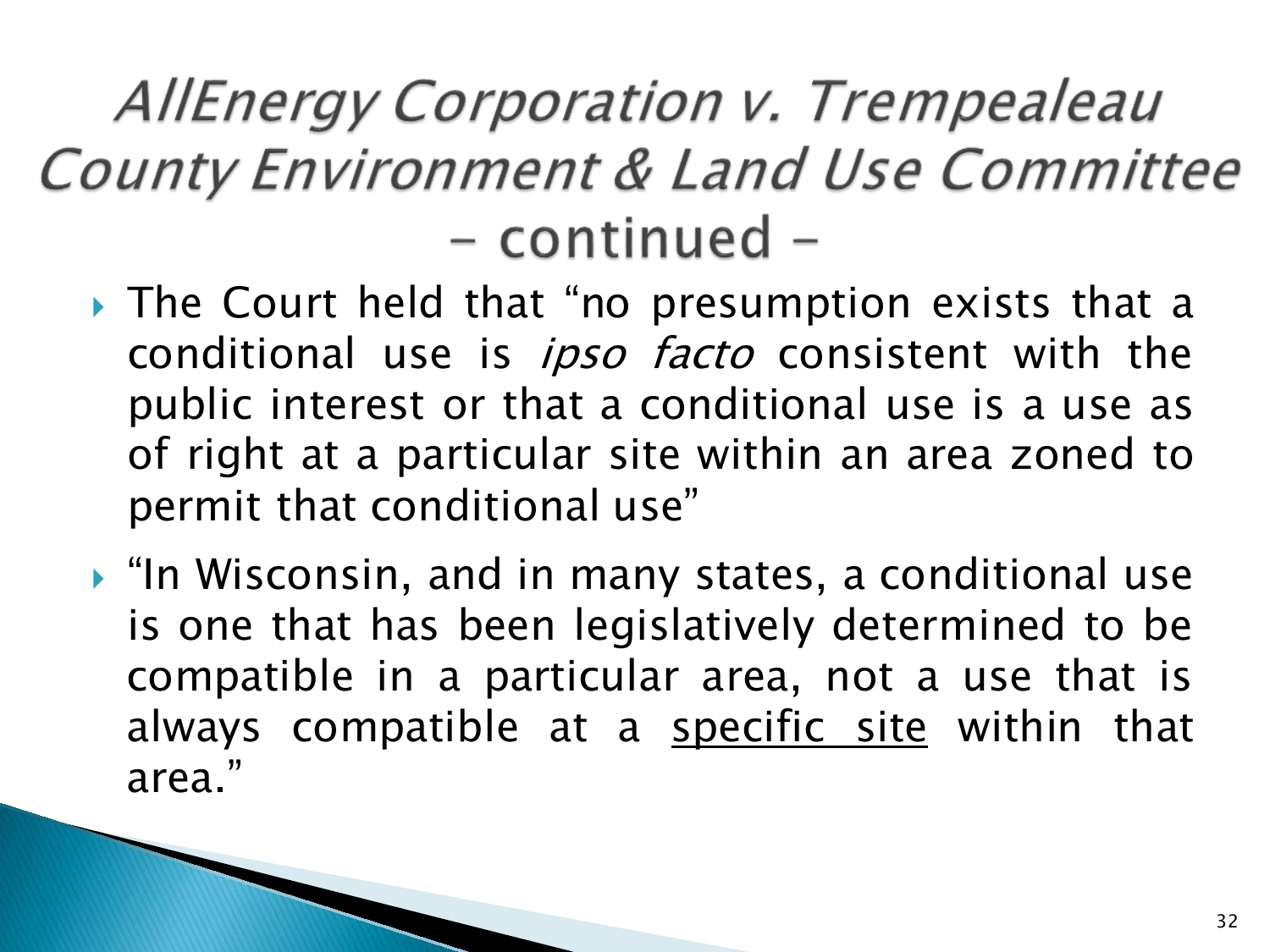# *AllEnergy Corporation v. Trempealeau County Environment & Land Use Committee* – continued –

- The Court held that "no presumption exists that a conditional use is *ipso facto* consistent with the public interest or that a conditional use is a use as of right at a particular site within an area zoned to permit that conditional use"
- "In Wisconsin, and in many states, a conditional use is one that has been legislatively determined to be compatible in a particular area, not a use that is always compatible at a <u>specific site</u> within that area."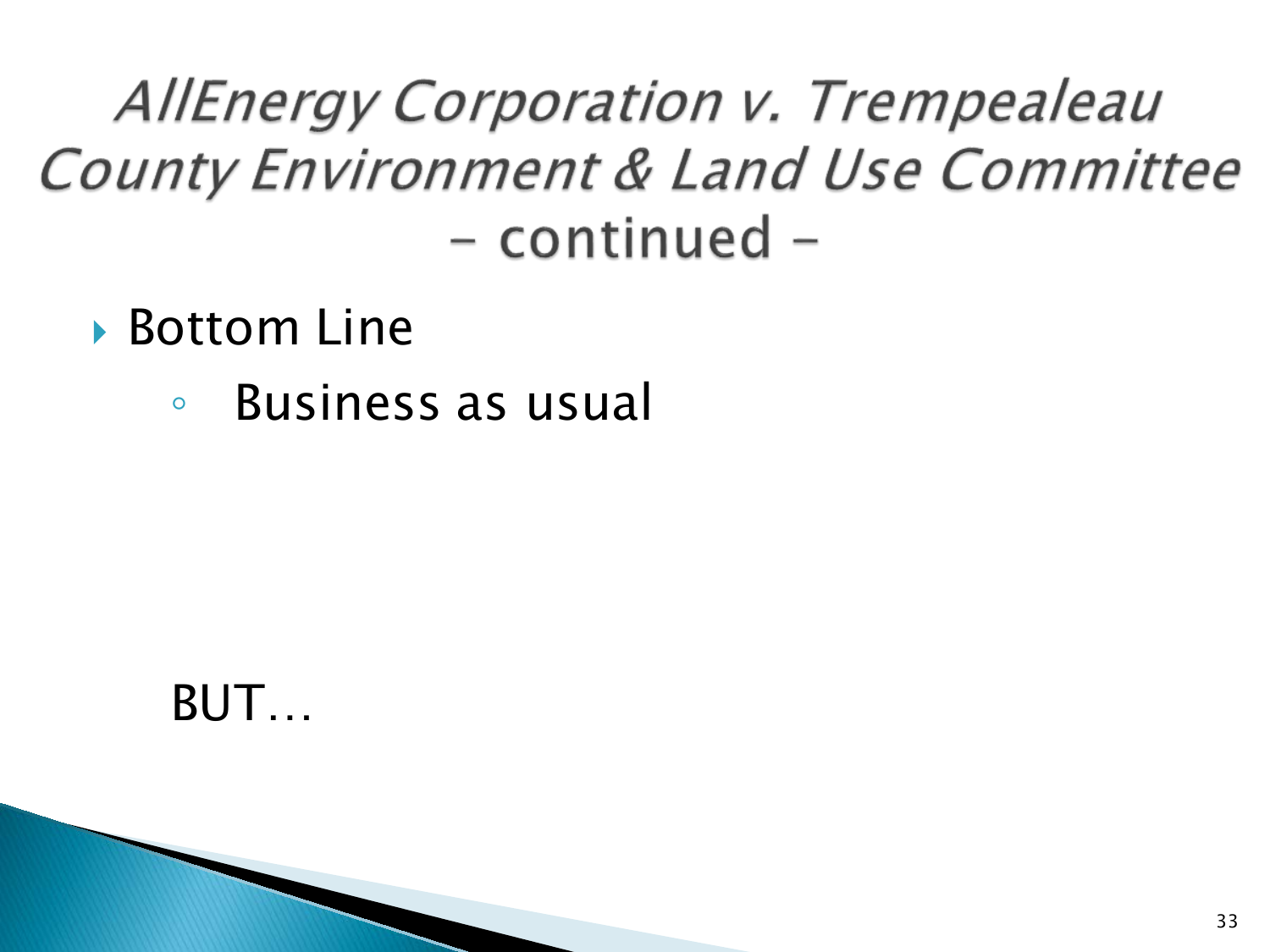# *AllEnergy Corporation v. Trempealeau County Environment & Land Use Committee* – continued –

- Bottom Line
  - Business as usual

BUT…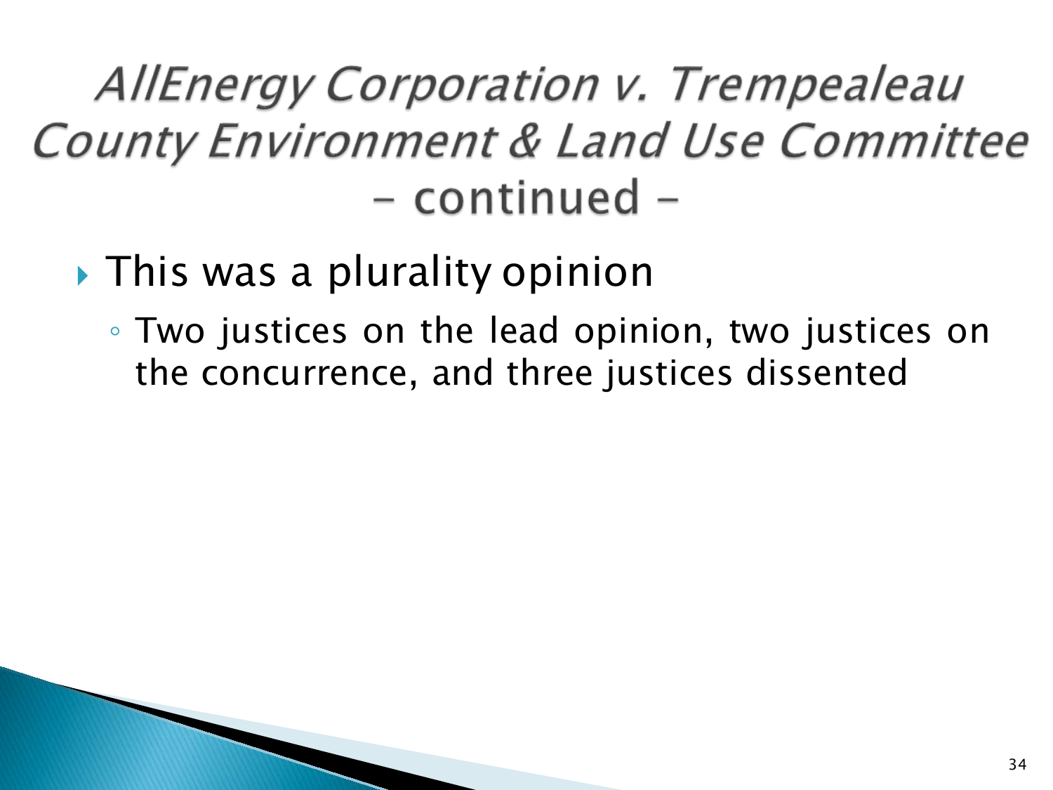# *AllEnergy Corporation v. Trempealeau County Environment & Land Use Committee* - continued -

- This was a plurality opinion
  - Two justices on the lead opinion, two justices on the concurrence, and three justices dissented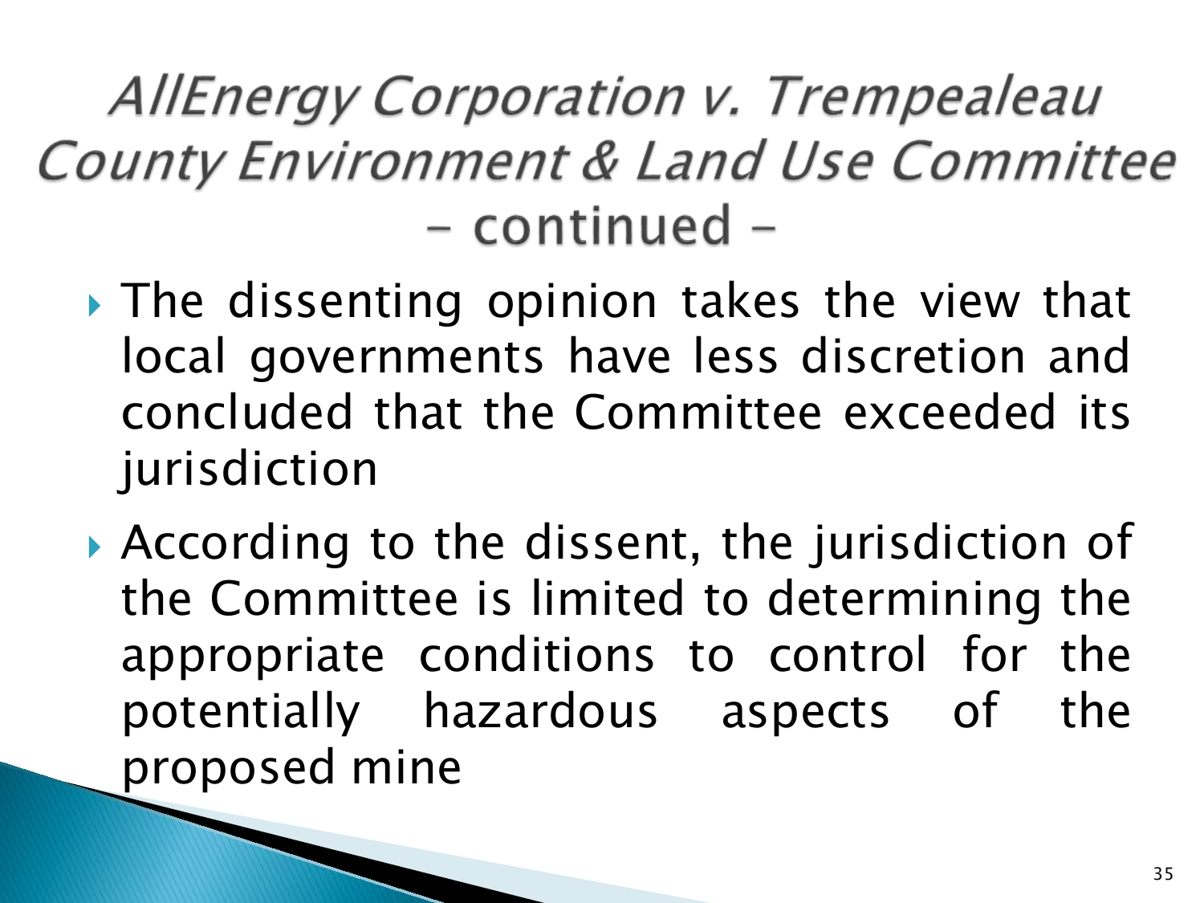# *AllEnergy Corporation v. Trempealeau County Environment & Land Use Committee* – continued –

- The dissenting opinion takes the view that local governments have less discretion and concluded that the Committee exceeded its jurisdiction
- According to the dissent, the jurisdiction of the Committee is limited to determining the appropriate conditions to control for the potentially hazardous aspects of the proposed mine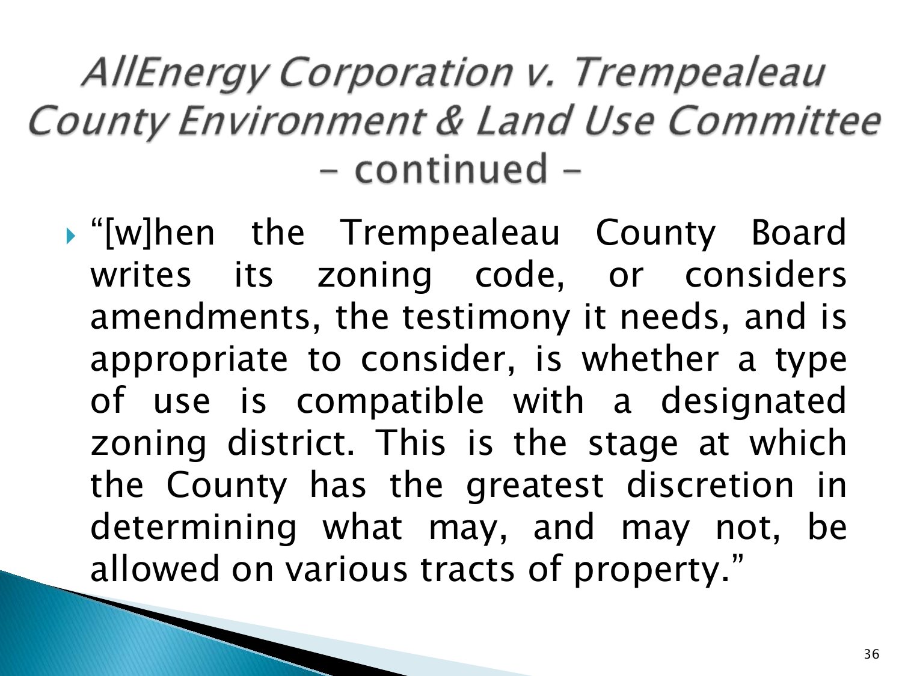# *AllEnergy Corporation v. Trempealeau County Environment & Land Use Committee* - continued -

- "[w]hen the Trempealeau County Board writes its zoning code, or considers amendments, the testimony it needs, and is appropriate to consider, is whether a type of use is compatible with a designated zoning district. This is the stage at which the County has the greatest discretion in determining what may, and may not, be allowed on various tracts of property."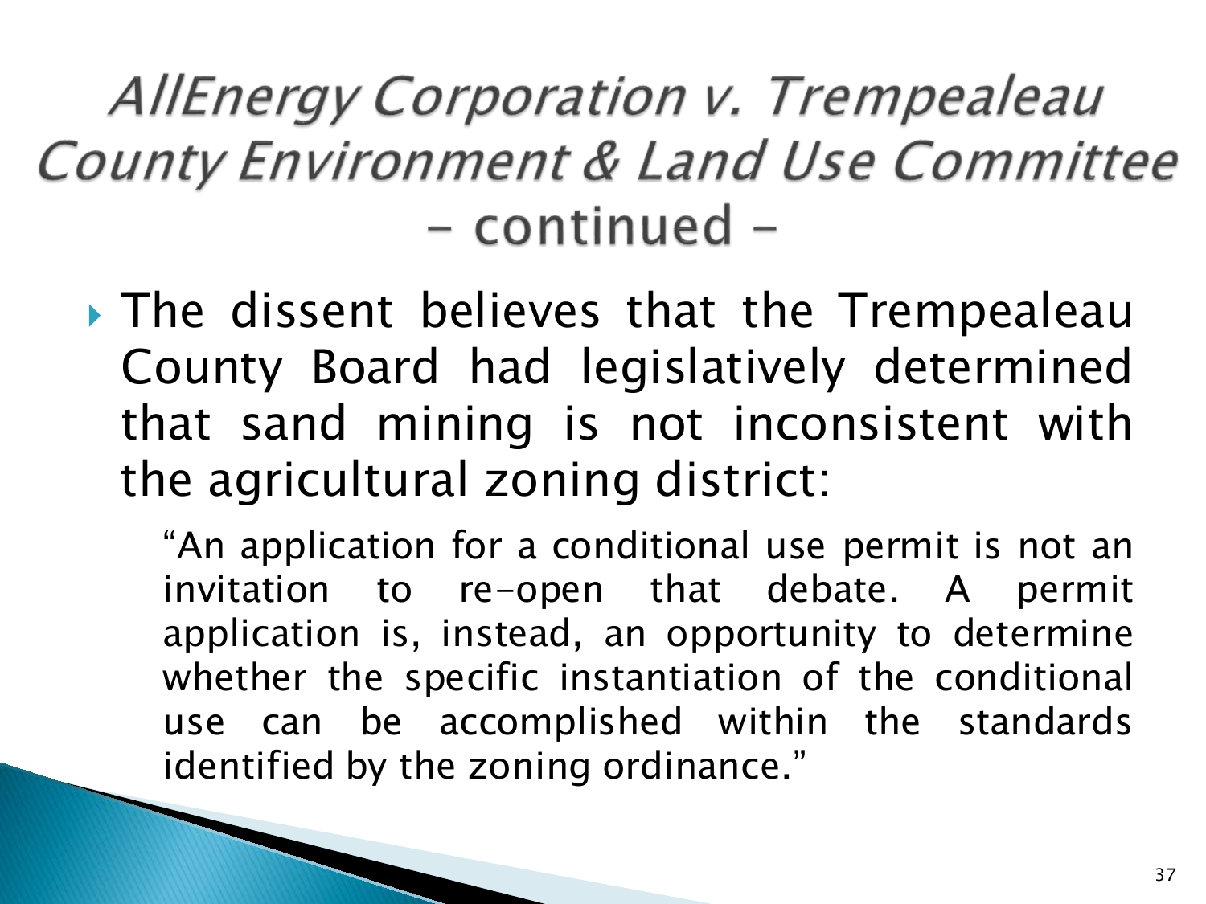# *AllEnergy Corporation v. Trempealeau County Environment & Land Use Committee* – continued –

- The dissent believes that the Trempealeau County Board had legislatively determined that sand mining is not inconsistent with the agricultural zoning district:

  > "An application for a conditional use permit is not an invitation to re-open that debate. A permit application is, instead, an opportunity to determine whether the specific instantiation of the conditional use can be accomplished within the standards identified by the zoning ordinance."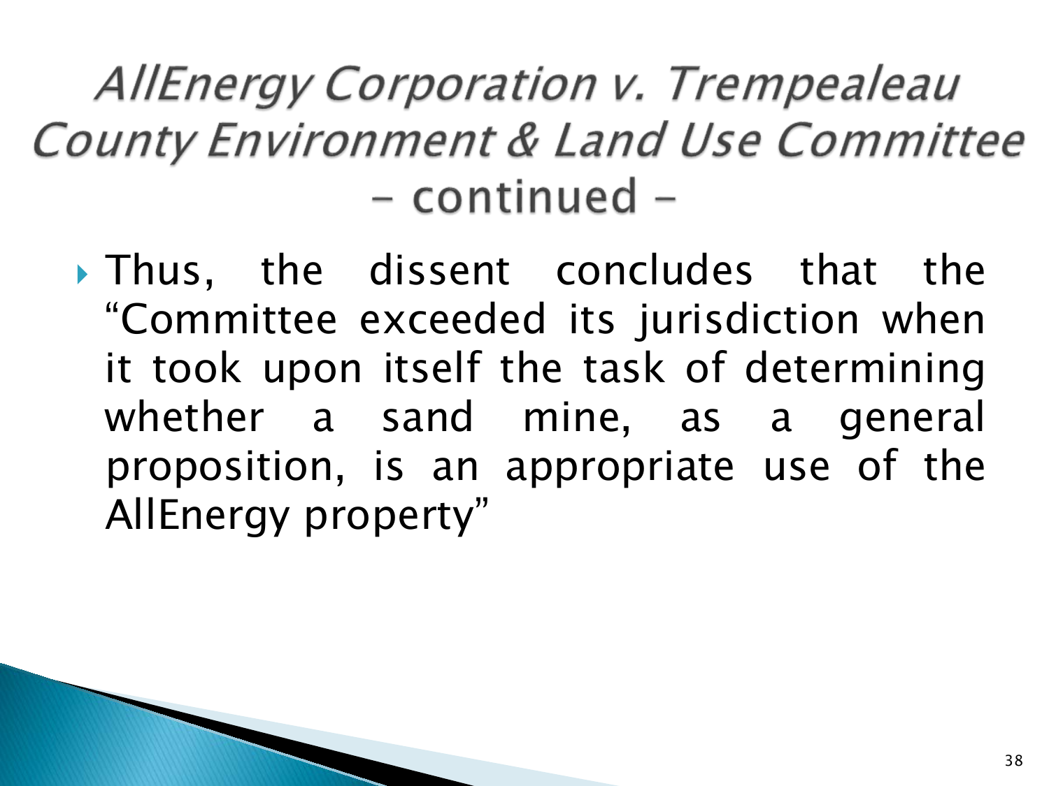# *AllEnergy Corporation v. Trempealeau County Environment & Land Use Committee* – continued –

- Thus, the dissent concludes that the "Committee exceeded its jurisdiction when it took upon itself the task of determining whether a sand mine, as a general proposition, is an appropriate use of the AllEnergy property"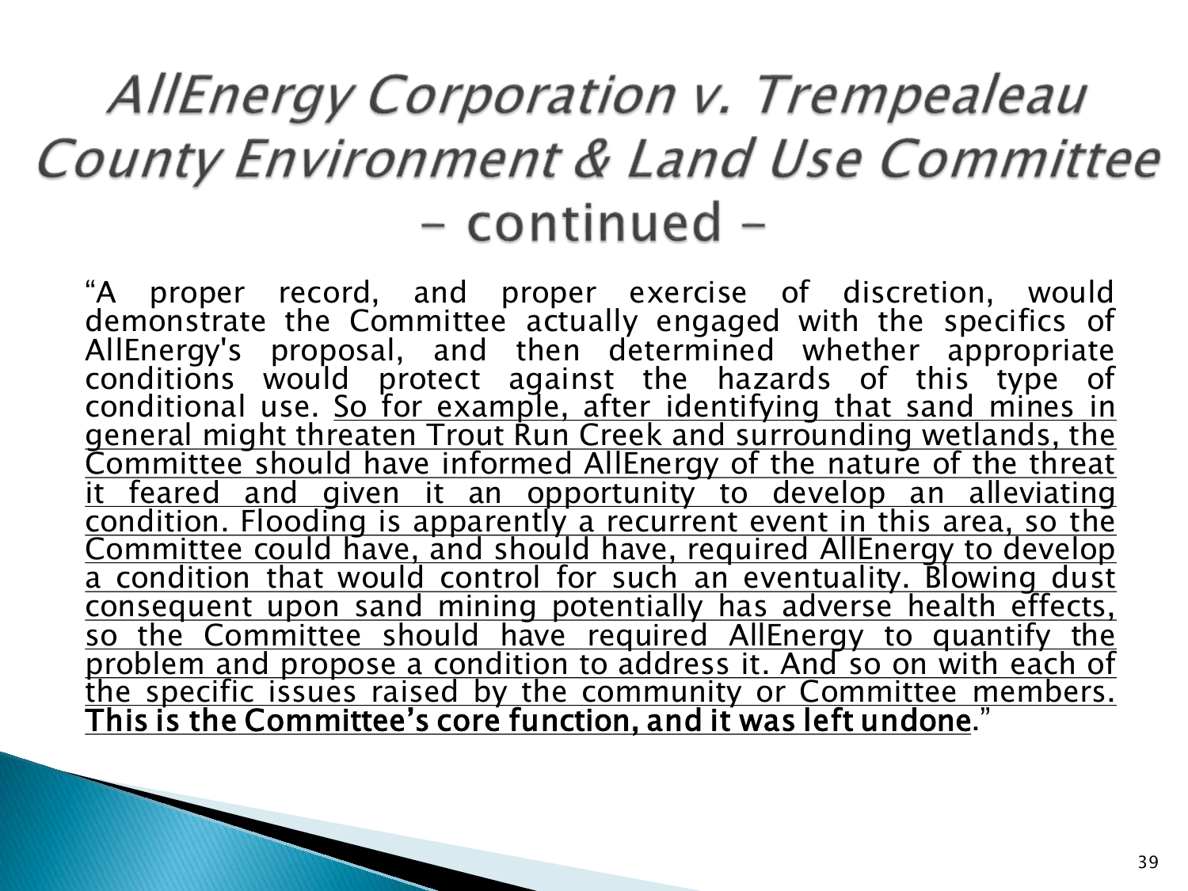# *AllEnergy Corporation v. Trempealeau County Environment & Land Use Committee* – continued –

"A proper record, and proper exercise of discretion, would demonstrate the Committee actually engaged with the specifics of AllEnergy's proposal, and then determined whether appropriate conditions would protect against the hazards of this type of conditional use. <u>So for example, after identifying that sand mines in general might threaten Trout Run Creek and surrounding wetlands, the Committee should have informed AllEnergy of the nature of the threat it feared and given it an opportunity to develop an alleviating condition. Flooding is apparently a recurrent event in this area, so the Committee could have, and should have, required AllEnergy to develop a condition that would control for such an eventuality. Blowing dust consequent upon sand mining potentially has adverse health effects, so the Committee should have required AllEnergy to quantify the problem and propose a condition to address it. And so on with each of the specific issues raised by the community or Committee members.</u> <u>**This is the Committee's core function, and it was left undone**</u>."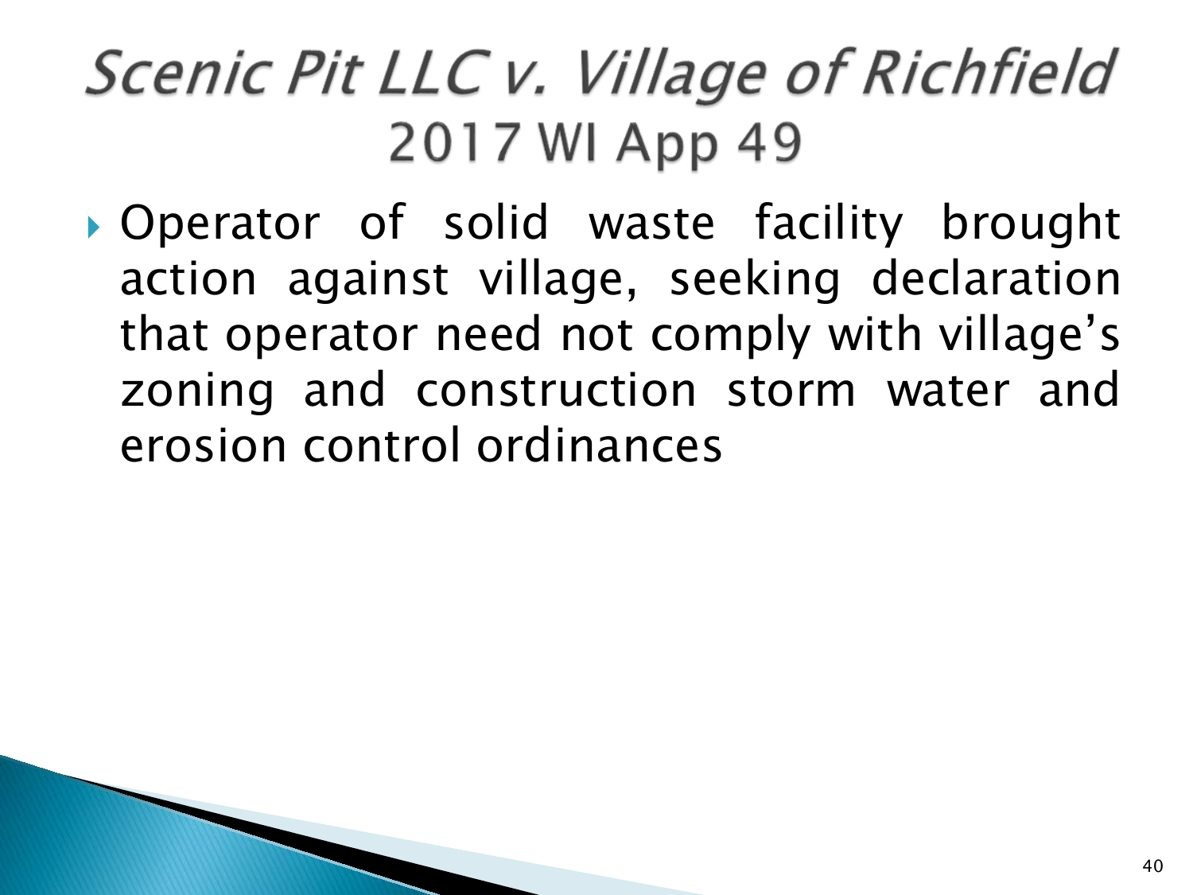# *Scenic Pit LLC v. Village of Richfield*
## 2017 WI App 49

- Operator of solid waste facility brought action against village, seeking declaration that operator need not comply with village's zoning and construction storm water and erosion control ordinances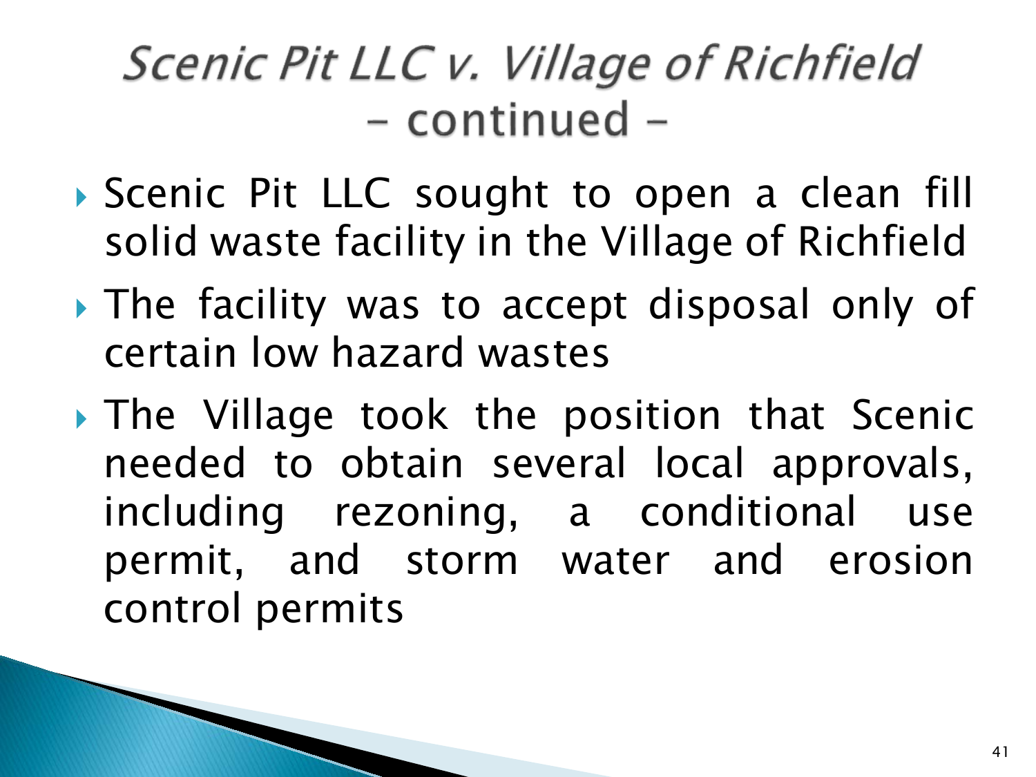# *Scenic Pit LLC v. Village of Richfield* – continued –

- Scenic Pit LLC sought to open a clean fill solid waste facility in the Village of Richfield
- The facility was to accept disposal only of certain low hazard wastes
- The Village took the position that Scenic needed to obtain several local approvals, including rezoning, a conditional use permit, and storm water and erosion control permits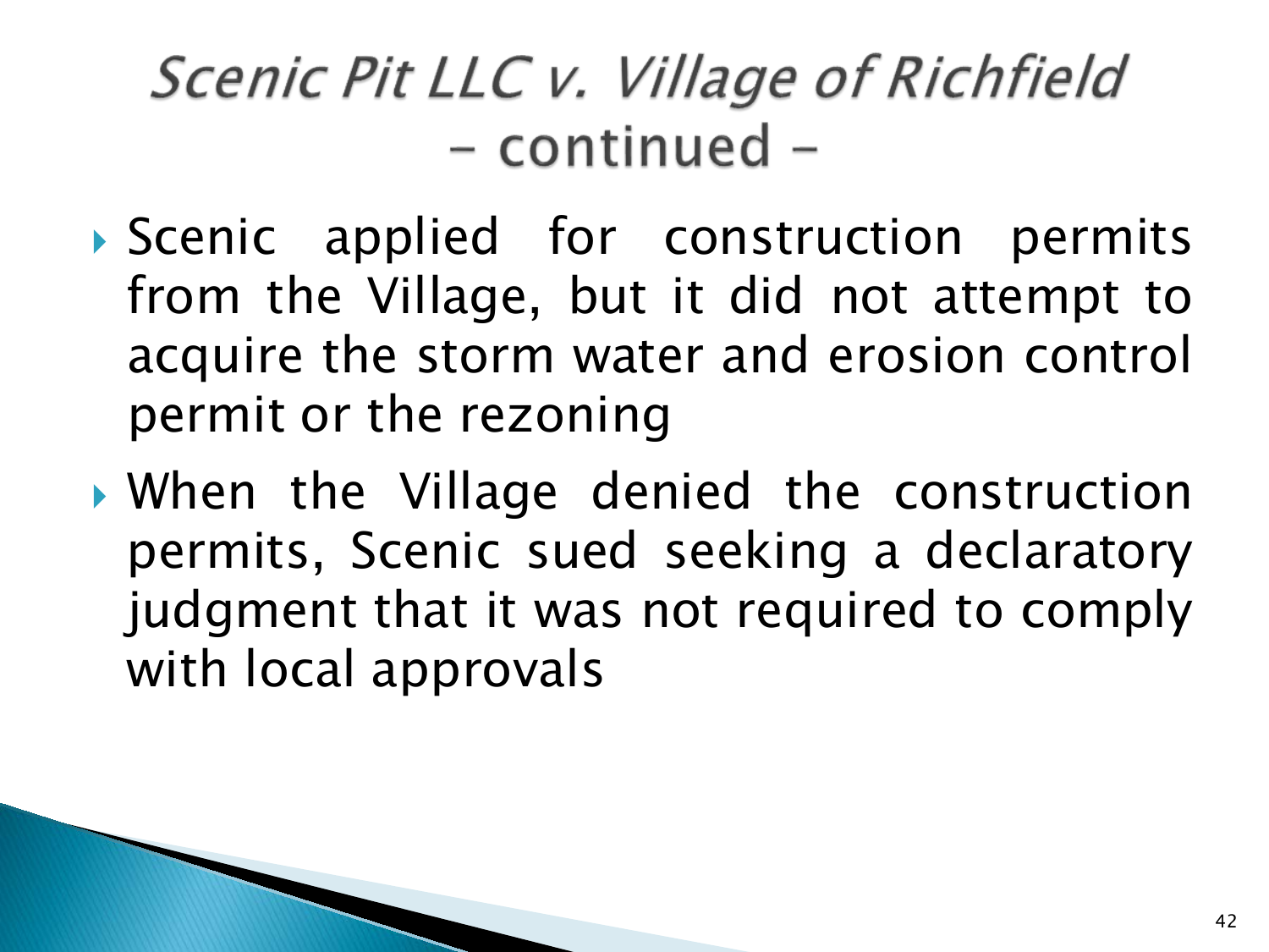# *Scenic Pit LLC v. Village of Richfield* – continued –

- Scenic applied for construction permits from the Village, but it did not attempt to acquire the storm water and erosion control permit or the rezoning
- When the Village denied the construction permits, Scenic sued seeking a declaratory judgment that it was not required to comply with local approvals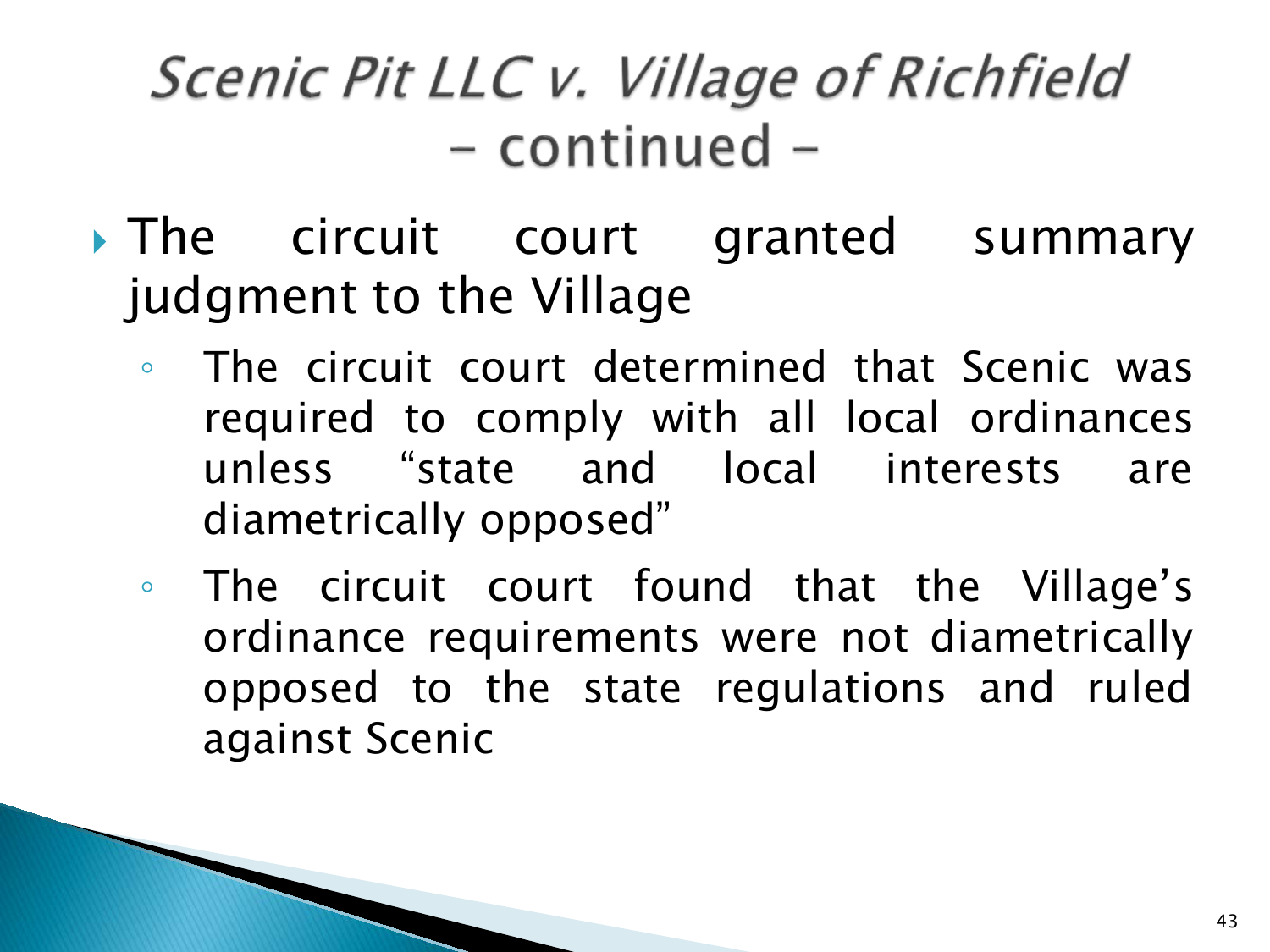# *Scenic Pit LLC v. Village of Richfield* – continued –

- The circuit court granted summary judgment to the Village
  - The circuit court determined that Scenic was required to comply with all local ordinances unless "state and local interests are diametrically opposed"
  - The circuit court found that the Village's ordinance requirements were not diametrically opposed to the state regulations and ruled against Scenic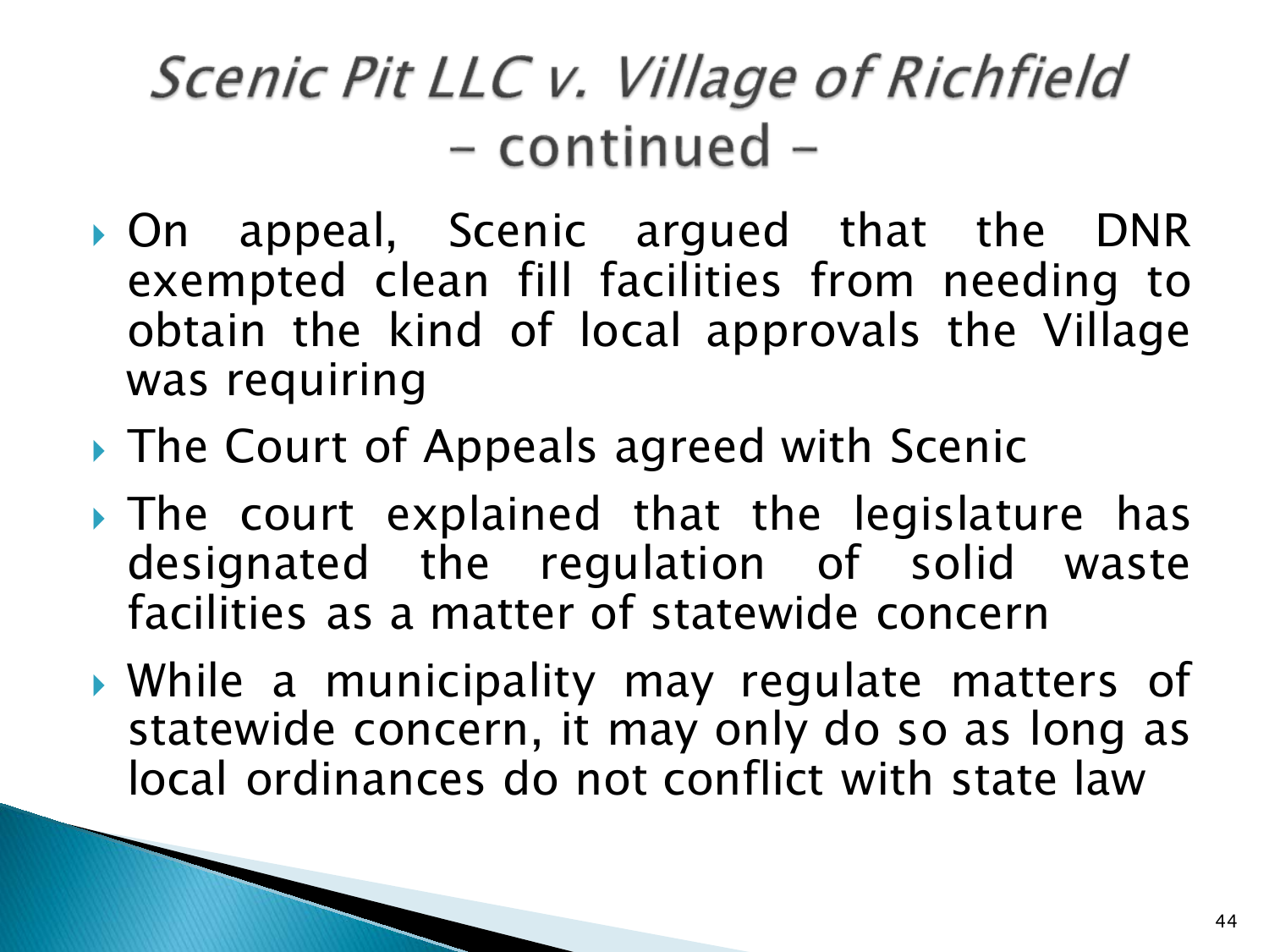# *Scenic Pit LLC v. Village of Richfield* – continued –

- On appeal, Scenic argued that the DNR exempted clean fill facilities from needing to obtain the kind of local approvals the Village was requiring
- The Court of Appeals agreed with Scenic
- The court explained that the legislature has designated the regulation of solid waste facilities as a matter of statewide concern
- While a municipality may regulate matters of statewide concern, it may only do so as long as local ordinances do not conflict with state law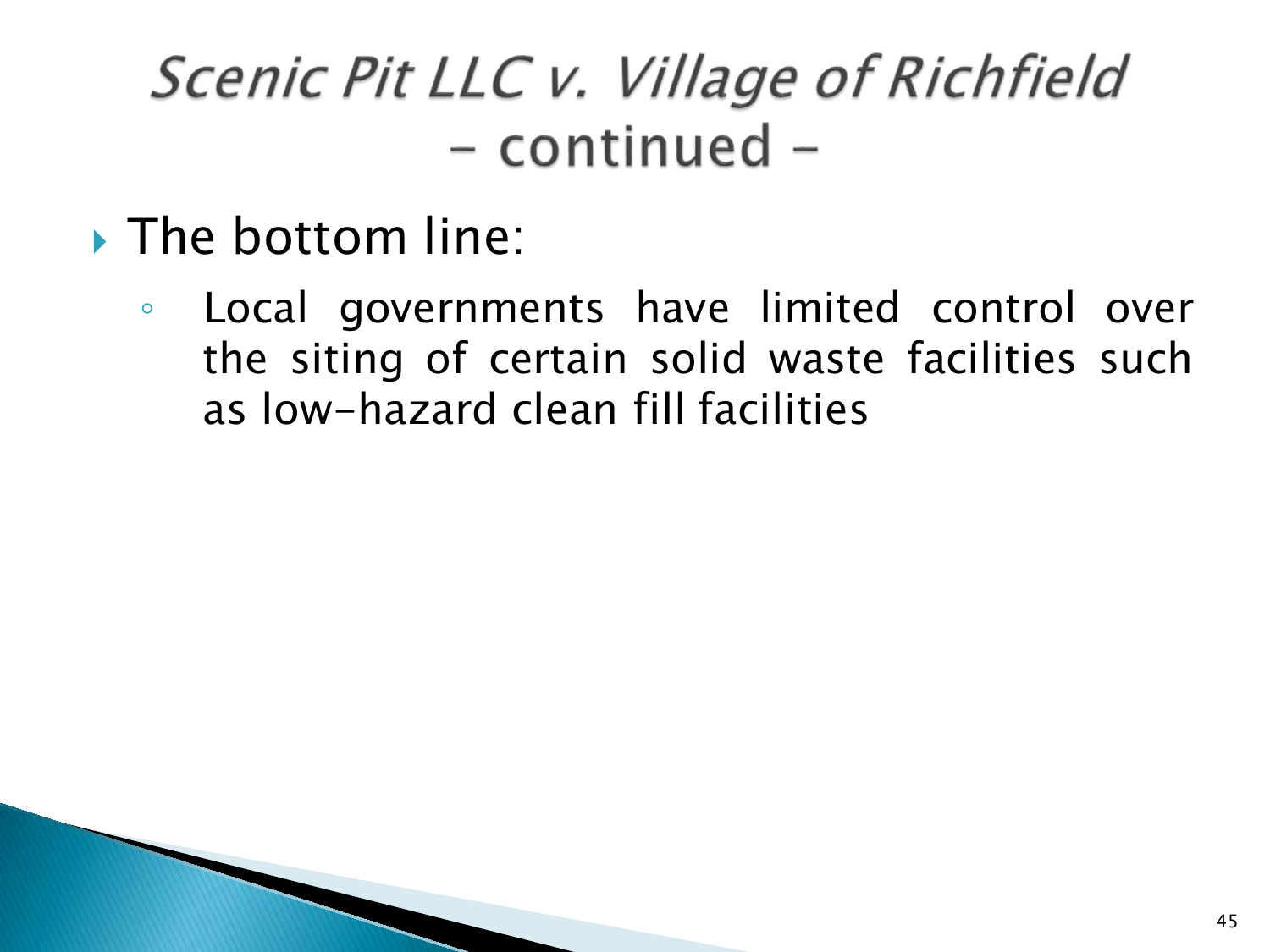# *Scenic Pit LLC v. Village of Richfield* – continued –

- The bottom line:
  - Local governments have limited control over the siting of certain solid waste facilities such as low-hazard clean fill facilities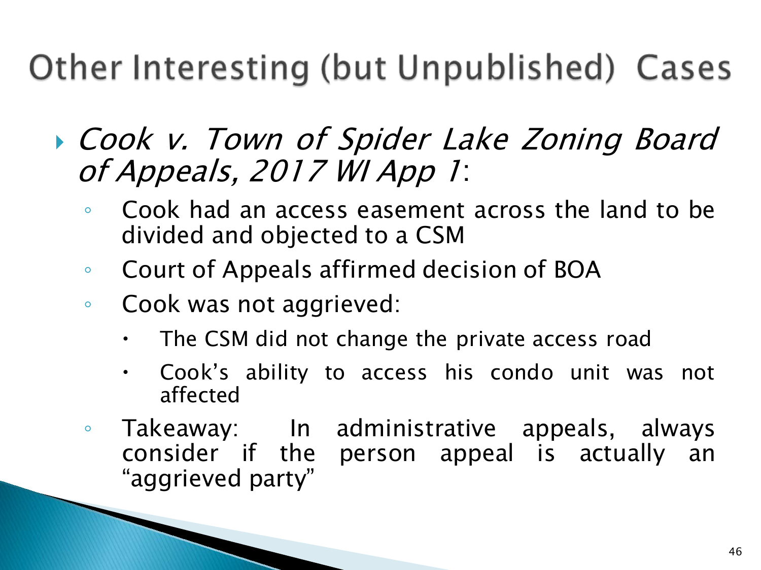# Other Interesting (but Unpublished) Cases

- *Cook v. Town of Spider Lake Zoning Board of Appeals, 2017 WI App 1*:
  - Cook had an access easement across the land to be divided and objected to a CSM
  - Court of Appeals affirmed decision of BOA
  - Cook was not aggrieved:
    - The CSM did not change the private access road
    - Cook's ability to access his condo unit was not affected
  - Takeaway: In administrative appeals, always consider if the person appeal is actually an "aggrieved party"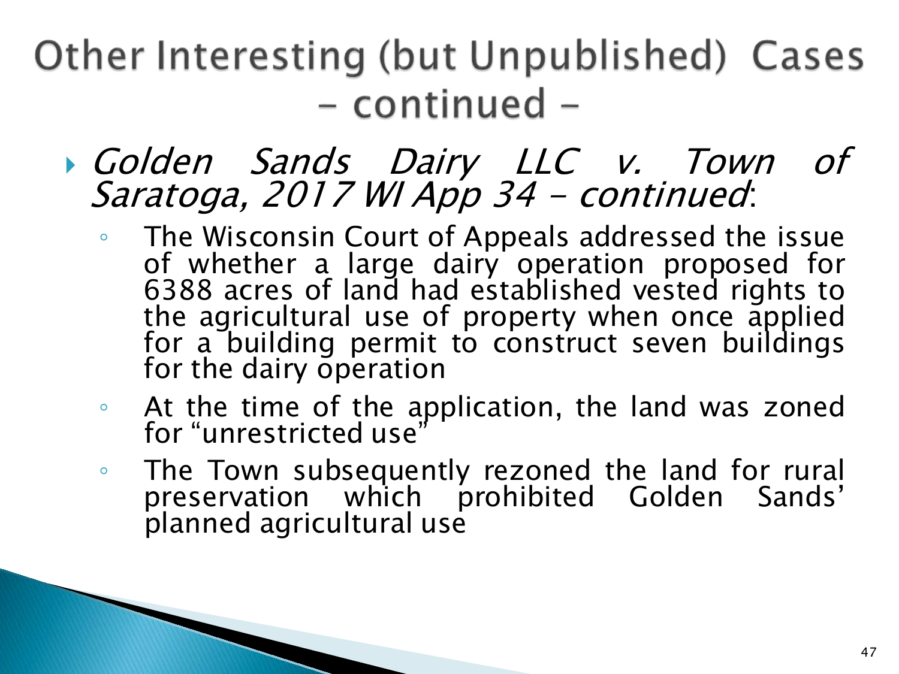# Other Interesting (but Unpublished) Cases – continued –

- *Golden Sands Dairy LLC v. Town of Saratoga, 2017 WI App 34 – continued*:
  - The Wisconsin Court of Appeals addressed the issue of whether a large dairy operation proposed for 6388 acres of land had established vested rights to the agricultural use of property when once applied for a building permit to construct seven buildings for the dairy operation
  - At the time of the application, the land was zoned for "unrestricted use"
  - The Town subsequently rezoned the land for rural preservation which prohibited Golden Sands' planned agricultural use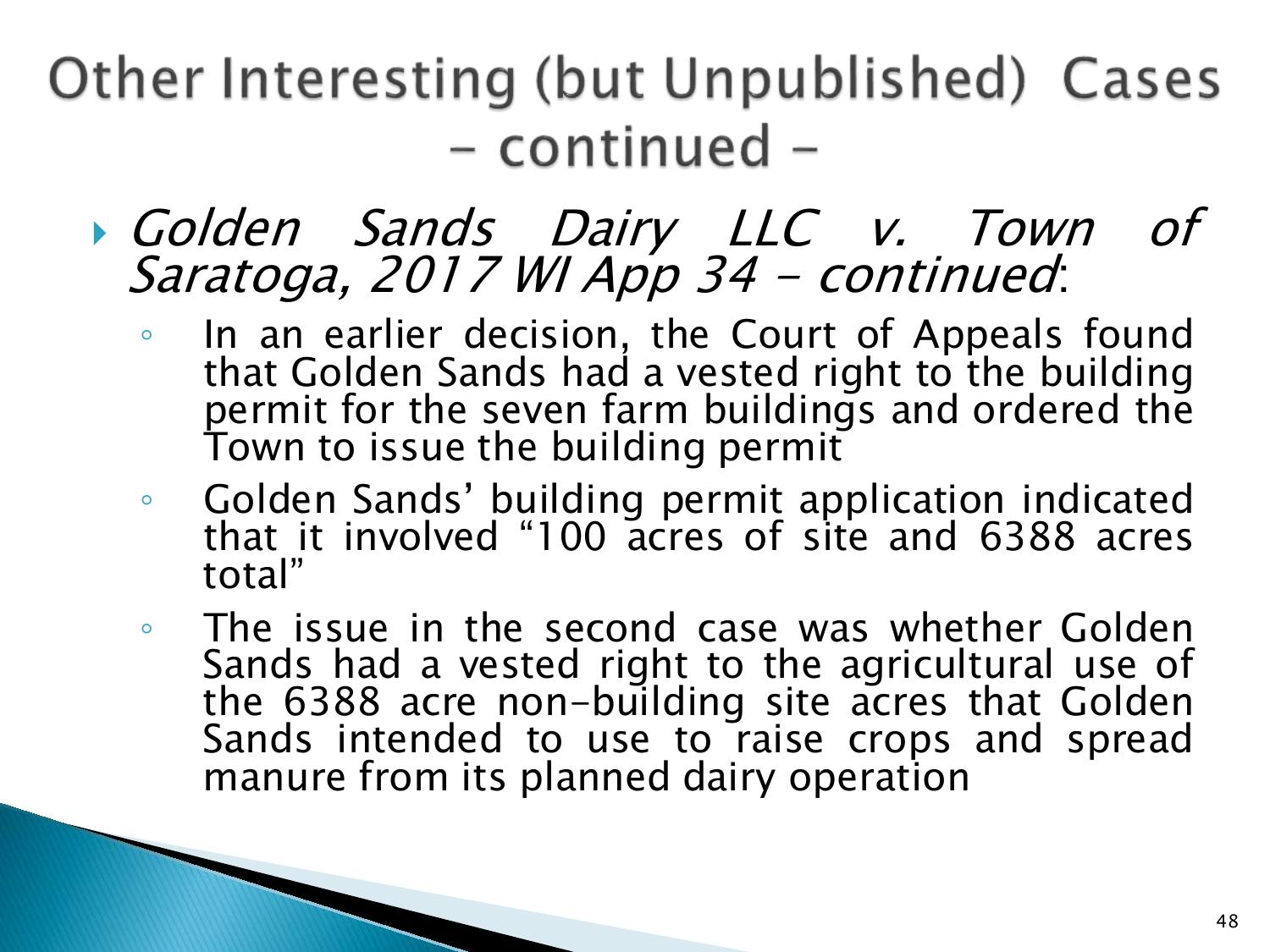# Other Interesting (but Unpublished) Cases – continued –

- *Golden Sands Dairy LLC v. Town of Saratoga, 2017 WI App 34 – continued*:
  - In an earlier decision, the Court of Appeals found that Golden Sands had a vested right to the building permit for the seven farm buildings and ordered the Town to issue the building permit
  - Golden Sands' building permit application indicated that it involved "100 acres of site and 6388 acres total"
  - The issue in the second case was whether Golden Sands had a vested right to the agricultural use of the 6388 acre non-building site acres that Golden Sands intended to use to raise crops and spread manure from its planned dairy operation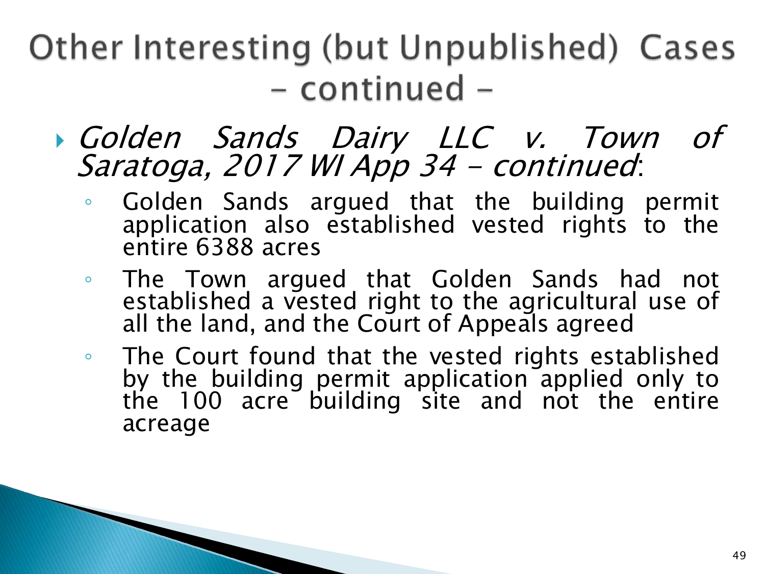# Other Interesting (but Unpublished) Cases – continued –

- *Golden Sands Dairy LLC v. Town of Saratoga, 2017 WI App 34 – continued*:
  - Golden Sands argued that the building permit application also established vested rights to the entire 6388 acres
  - The Town argued that Golden Sands had not established a vested right to the agricultural use of all the land, and the Court of Appeals agreed
  - The Court found that the vested rights established by the building permit application applied only to the 100 acre building site and not the entire acreage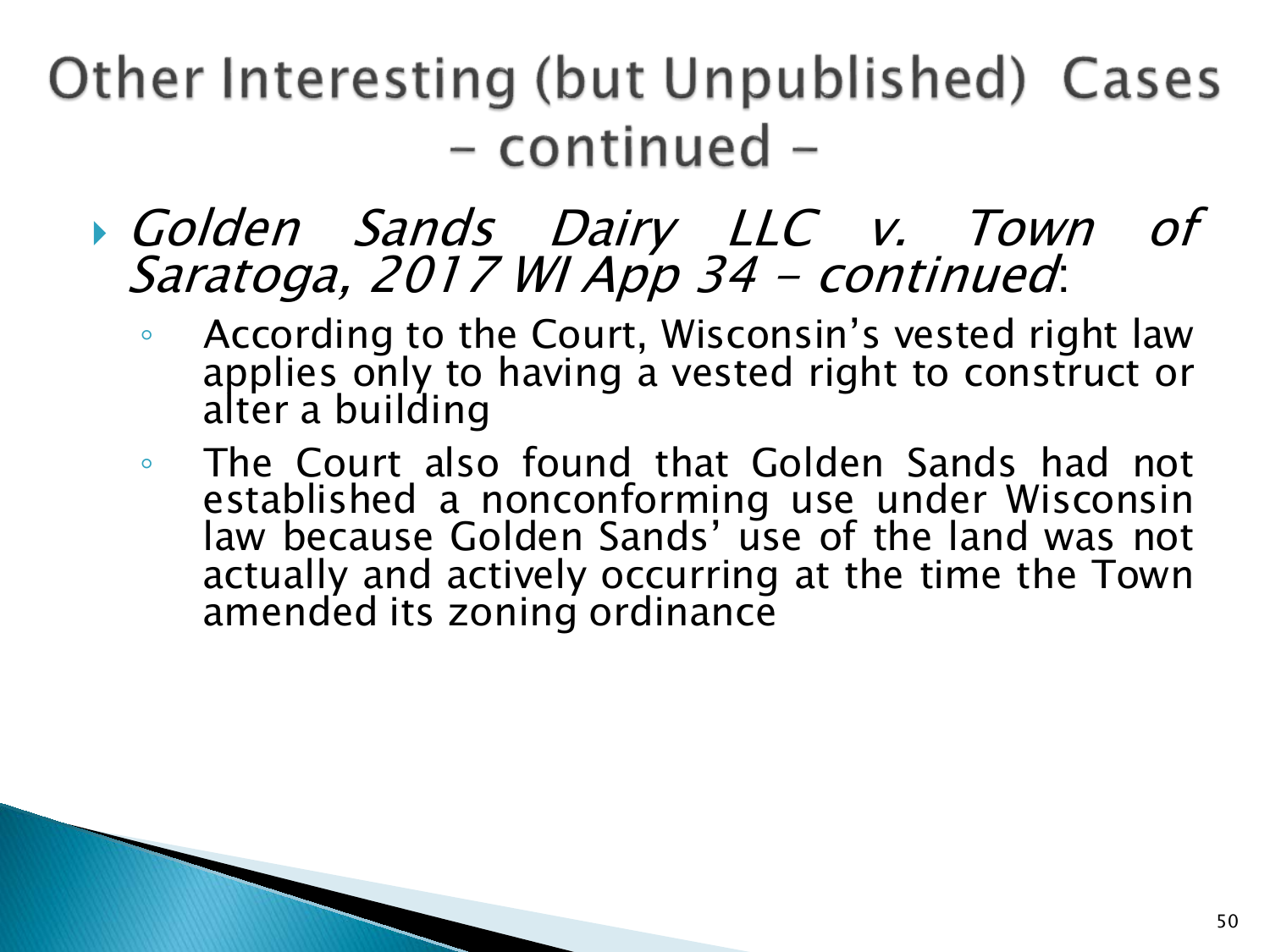# Other Interesting (but Unpublished) Cases – continued –

- *Golden Sands Dairy LLC v. Town of Saratoga, 2017 WI App 34 – continued*:
  - According to the Court, Wisconsin's vested right law applies only to having a vested right to construct or alter a building
  - The Court also found that Golden Sands had not established a nonconforming use under Wisconsin law because Golden Sands' use of the land was not actually and actively occurring at the time the Town amended its zoning ordinance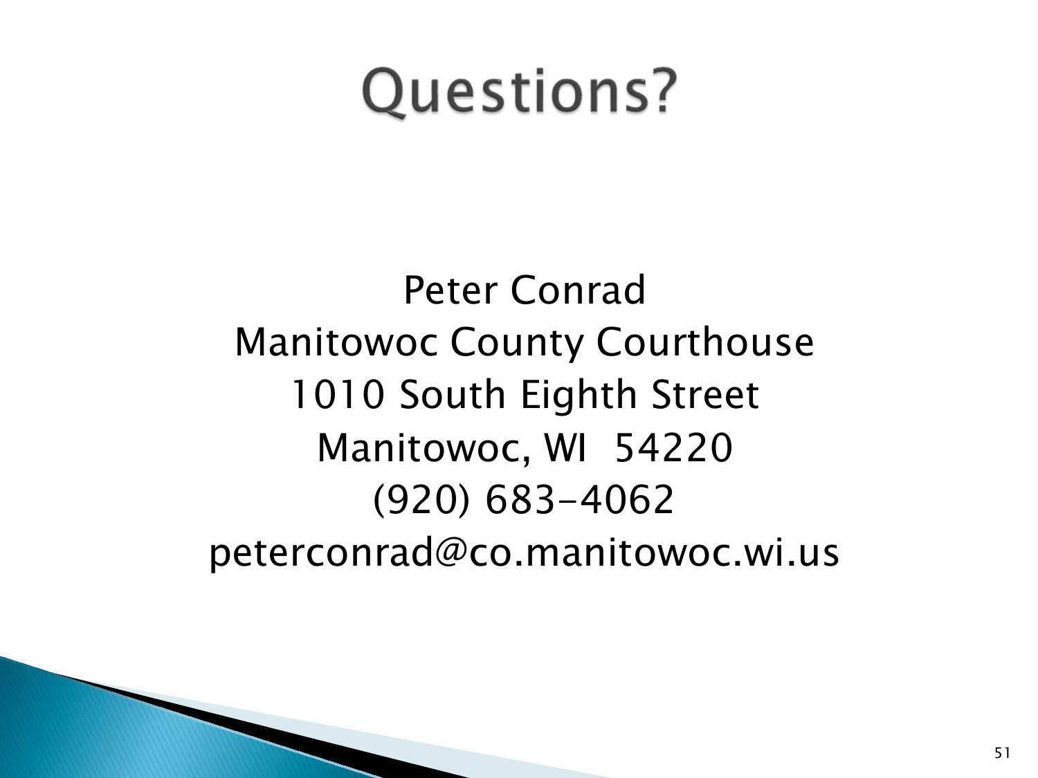# Questions?

Peter Conrad
Manitowoc County Courthouse
1010 South Eighth Street
Manitowoc, WI  54220
(920) 683-4062
peterconrad@co.manitowoc.wi.us